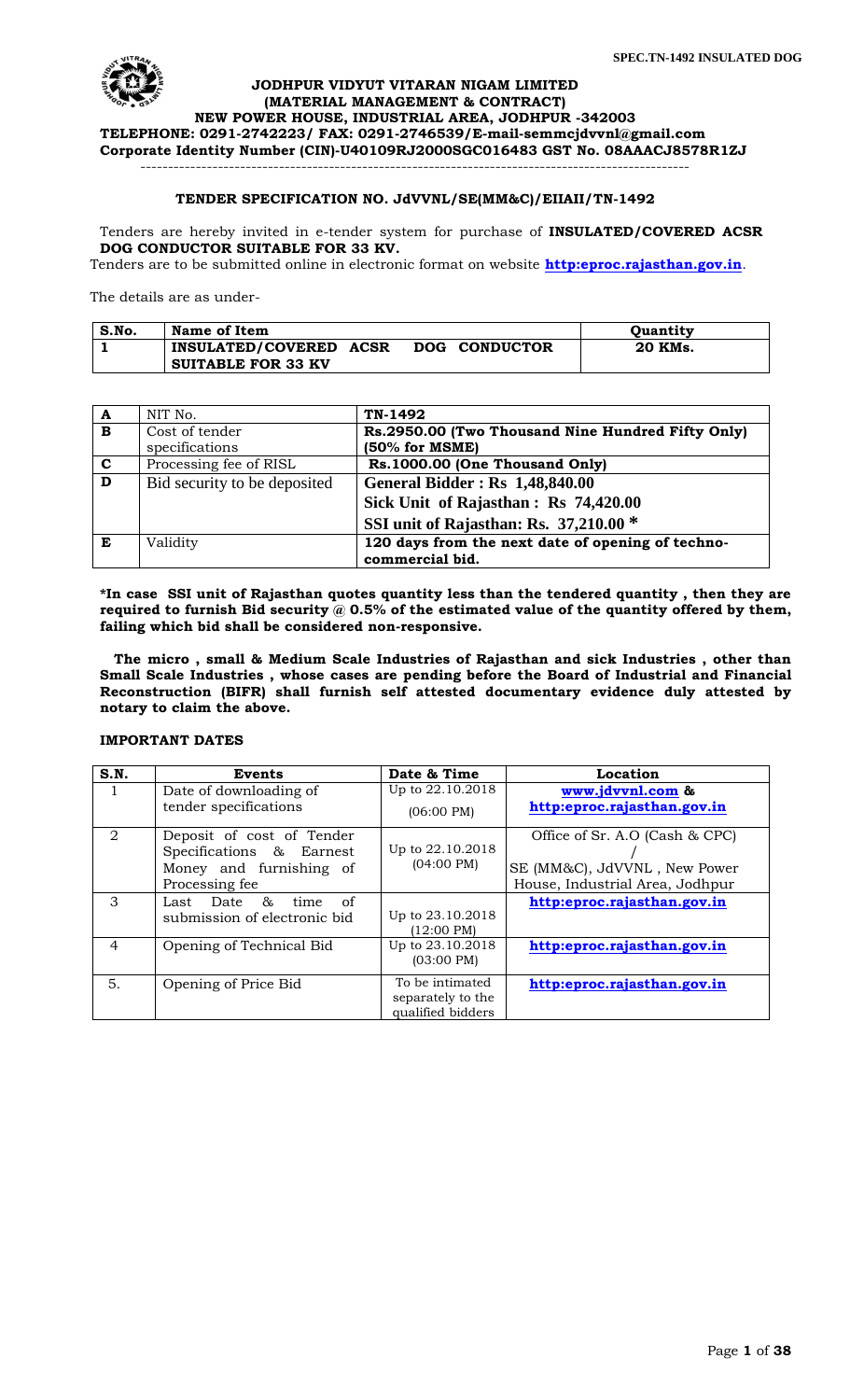**JODHPUR VIDYUT VITARAN NIGAM LIMITED**
**(MATERIAL MANAGEMENT & CONTRACT)**
**NEW POWER HOUSE, INDUSTRIAL AREA, JODHPUR -342003**
**TELEPHONE: 0291-2742223/ FAX: 0291-2746539/E-mail-semmcjdvvnl@gmail.com**
**Corporate Identity Number (CIN)-U40109RJ2000SGC016483 GST No. 08AAACJ8578R1ZJ**

---

#### TENDER SPECIFICATION NO. JdVVNL/SE(MM&C)/EIIAII/TN-1492

Tenders are hereby invited in e-tender system for purchase of **INSULATED/COVERED ACSR DOG CONDUCTOR SUITABLE FOR 33 KV.**
Tenders are to be submitted online in electronic format on website **http:eproc.rajasthan.gov.in**.

The details are as under-

| S.No. | Name of Item | Quantity |
|---|---|---|
| 1 | INSULATED/COVERED ACSR DOG CONDUCTOR SUITABLE FOR 33 KV | 20 KMs. |

| | | |
|---|---|---|
| A | NIT No. | TN-1492 |
| B | Cost of tender specifications | Rs.2950.00 (Two Thousand Nine Hundred Fifty Only) (50% for MSME) |
| C | Processing fee of RISL | Rs.1000.00 (One Thousand Only) |
| D | Bid security to be deposited | General Bidder : Rs 1,48,840.00<br>Sick Unit of Rajasthan : Rs 74,420.00<br>SSI unit of Rajasthan: Rs. 37,210.00 * |
| E | Validity | 120 days from the next date of opening of techno-commercial bid. |

**\*In case SSI unit of Rajasthan quotes quantity less than the tendered quantity , then they are required to furnish Bid security @ 0.5% of the estimated value of the quantity offered by them, failing which bid shall be considered non-responsive.**

**The micro , small & Medium Scale Industries of Rajasthan and sick Industries , other than Small Scale Industries , whose cases are pending before the Board of Industrial and Financial Reconstruction (BIFR) shall furnish self attested documentary evidence duly attested by notary to claim the above.**

#### IMPORTANT DATES

| S.N. | Events | Date & Time | Location |
|---|---|---|---|
| 1 | Date of downloading of tender specifications | Up to 22.10.2018 (06:00 PM) | **www.jdvvnl.com & http:eproc.rajasthan.gov.in** |
| 2 | Deposit of cost of Tender Specifications & Earnest Money and furnishing of Processing fee | Up to 22.10.2018 (04:00 PM) | Office of Sr. A.O (Cash & CPC) / SE (MM&C), JdVVNL , New Power House, Industrial Area, Jodhpur |
| 3 | Last Date & time of submission of electronic bid | Up to 23.10.2018 (12:00 PM) | **http:eproc.rajasthan.gov.in** |
| 4 | Opening of Technical Bid | Up to 23.10.2018 (03:00 PM) | **http:eproc.rajasthan.gov.in** |
| 5. | Opening of Price Bid | To be intimated separately to the qualified bidders | **http:eproc.rajasthan.gov.in** |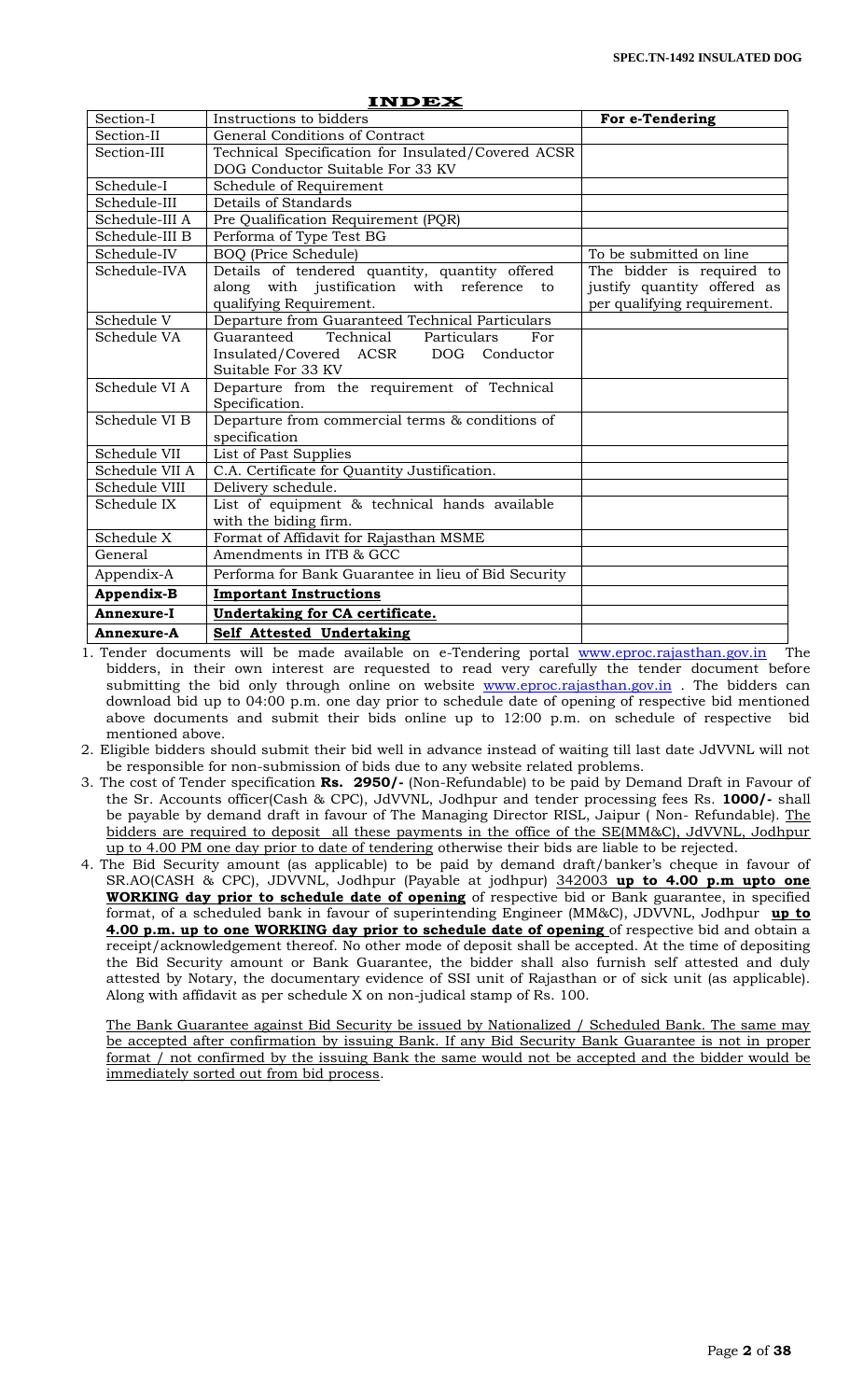# INDEX

| Section-I | Instructions to bidders | **For e-Tendering** |
|---|---|---|
| Section-II | General Conditions of Contract | |
| Section-III | Technical Specification for Insulated/Covered ACSR DOG Conductor Suitable For 33 KV | |
| Schedule-I | Schedule of Requirement | |
| Schedule-III | Details of Standards | |
| Schedule-III A | Pre Qualification Requirement (PQR) | |
| Schedule-III B | Performa of Type Test BG | |
| Schedule-IV | BOQ (Price Schedule) | To be submitted on line |
| Schedule-IVA | Details of tendered quantity, quantity offered along with justification with reference to qualifying Requirement. | The bidder is required to justify quantity offered as per qualifying requirement. |
| Schedule V | Departure from Guaranteed Technical Particulars | |
| Schedule VA | Guaranteed Technical Particulars For Insulated/Covered ACSR DOG Conductor Suitable For 33 KV | |
| Schedule VI A | Departure from the requirement of Technical Specification. | |
| Schedule VI B | Departure from commercial terms & conditions of specification | |
| Schedule VII | List of Past Supplies | |
| Schedule VII A | C.A. Certificate for Quantity Justification. | |
| Schedule VIII | Delivery schedule. | |
| Schedule IX | List of equipment & technical hands available with the biding firm. | |
| Schedule X | Format of Affidavit for Rajasthan MSME | |
| General | Amendments in ITB & GCC | |
| Appendix-A | Performa for Bank Guarantee in lieu of Bid Security | |
| **Appendix-B** | **Important Instructions** | |
| **Annexure-I** | **Undertaking for CA certificate.** | |
| **Annexure-A** | **Self Attested Undertaking** | |

1. Tender documents will be made available on e-Tendering portal www.eproc.rajasthan.gov.in The bidders, in their own interest are requested to read very carefully the tender document before submitting the bid only through online on website www.eproc.rajasthan.gov.in . The bidders can download bid up to 04:00 p.m. one day prior to schedule date of opening of respective bid mentioned above documents and submit their bids online up to 12:00 p.m. on schedule of respective bid mentioned above.
2. Eligible bidders should submit their bid well in advance instead of waiting till last date JdVVNL will not be responsible for non-submission of bids due to any website related problems.
3. The cost of Tender specification **Rs. 2950/-** (Non-Refundable) to be paid by Demand Draft in Favour of the Sr. Accounts officer(Cash & CPC), JdVVNL, Jodhpur and tender processing fees Rs. **1000/-** shall be payable by demand draft in favour of The Managing Director RISL, Jaipur ( Non- Refundable). The bidders are required to deposit all these payments in the office of the SE(MM&C), JdVVNL, Jodhpur up to 4.00 PM one day prior to date of tendering otherwise their bids are liable to be rejected.
4. The Bid Security amount (as applicable) to be paid by demand draft/banker's cheque in favour of SR.AO(CASH & CPC), JDVVNL, Jodhpur (Payable at jodhpur) 342003 **up to 4.00 p.m upto one WORKING day prior to schedule date of opening** of respective bid or Bank guarantee, in specified format, of a scheduled bank in favour of superintending Engineer (MM&C), JDVVNL, Jodhpur **up to 4.00 p.m. up to one WORKING day prior to schedule date of opening** of respective bid and obtain a receipt/acknowledgement thereof. No other mode of deposit shall be accepted. At the time of depositing the Bid Security amount or Bank Guarantee, the bidder shall also furnish self attested and duly attested by Notary, the documentary evidence of SSI unit of Rajasthan or of sick unit (as applicable). Along with affidavit as per schedule X on non-judical stamp of Rs. 100.

   The Bank Guarantee against Bid Security be issued by Nationalized / Scheduled Bank. The same may be accepted after confirmation by issuing Bank. If any Bid Security Bank Guarantee is not in proper format / not confirmed by the issuing Bank the same would not be accepted and the bidder would be immediately sorted out from bid process.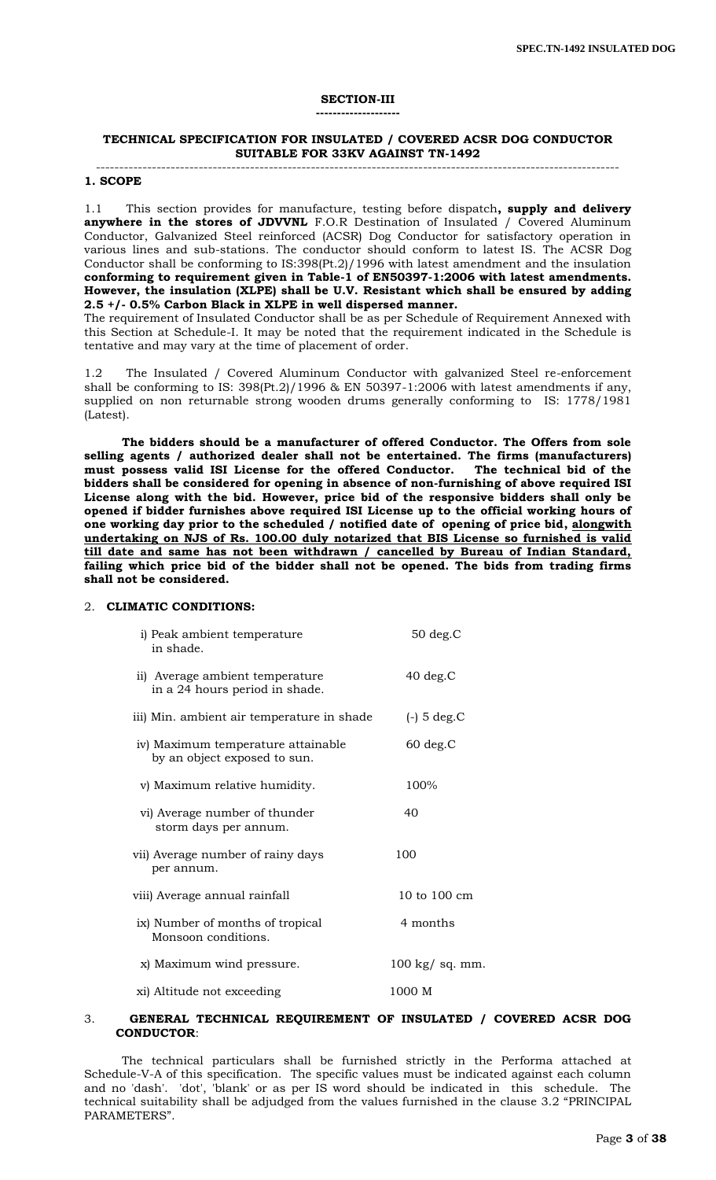## SECTION-III

## TECHNICAL SPECIFICATION FOR INSULATED / COVERED ACSR DOG CONDUCTOR SUITABLE FOR 33KV AGAINST TN-1492

### 1. SCOPE

1.1 This section provides for manufacture, testing before dispatch**, supply and delivery anywhere in the stores of JDVVNL** F.O.R Destination of Insulated / Covered Aluminum Conductor, Galvanized Steel reinforced (ACSR) Dog Conductor for satisfactory operation in various lines and sub-stations. The conductor should conform to latest IS. The ACSR Dog Conductor shall be conforming to IS:398(Pt.2)/1996 with latest amendment and the insulation **conforming to requirement given in Table-1 of EN50397-1:2006 with latest amendments. However, the insulation (XLPE) shall be U.V. Resistant which shall be ensured by adding 2.5 +/- 0.5% Carbon Black in XLPE in well dispersed manner.**

The requirement of Insulated Conductor shall be as per Schedule of Requirement Annexed with this Section at Schedule-I. It may be noted that the requirement indicated in the Schedule is tentative and may vary at the time of placement of order.

1.2 The Insulated / Covered Aluminum Conductor with galvanized Steel re-enforcement shall be conforming to IS: 398(Pt.2)/1996 & EN 50397-1:2006 with latest amendments if any, supplied on non returnable strong wooden drums generally conforming to IS: 1778/1981 (Latest).

**The bidders should be a manufacturer of offered Conductor. The Offers from sole selling agents / authorized dealer shall not be entertained. The firms (manufacturers) must possess valid ISI License for the offered Conductor. The technical bid of the bidders shall be considered for opening in absence of non-furnishing of above required ISI License along with the bid. However, price bid of the responsive bidders shall only be opened if bidder furnishes above required ISI License up to the official working hours of one working day prior to the scheduled / notified date of opening of price bid, <u>alongwith undertaking on NJS of Rs. 100.00 duly notarized that BIS License so furnished is valid till date and same has not been withdrawn / cancelled by Bureau of Indian Standard,</u> failing which price bid of the bidder shall not be opened. The bids from trading firms shall not be considered.**

### 2. CLIMATIC CONDITIONS:

| | |
|---|---|
| i) Peak ambient temperature in shade. | 50 deg.C |
| ii) Average ambient temperature in a 24 hours period in shade. | 40 deg.C |
| iii) Min. ambient air temperature in shade | (-) 5 deg.C |
| iv) Maximum temperature attainable by an object exposed to sun. | 60 deg.C |
| v) Maximum relative humidity. | 100% |
| vi) Average number of thunder storm days per annum. | 40 |
| vii) Average number of rainy days per annum. | 100 |
| viii) Average annual rainfall | 10 to 100 cm |
| ix) Number of months of tropical Monsoon conditions. | 4 months |
| x) Maximum wind pressure. | 100 kg/ sq. mm. |
| xi) Altitude not exceeding | 1000 M |

### 3. GENERAL TECHNICAL REQUIREMENT OF INSULATED / COVERED ACSR DOG CONDUCTOR:

The technical particulars shall be furnished strictly in the Performa attached at Schedule-V-A of this specification. The specific values must be indicated against each column and no 'dash'. 'dot', 'blank' or as per IS word should be indicated in this schedule. The technical suitability shall be adjudged from the values furnished in the clause 3.2 "PRINCIPAL PARAMETERS".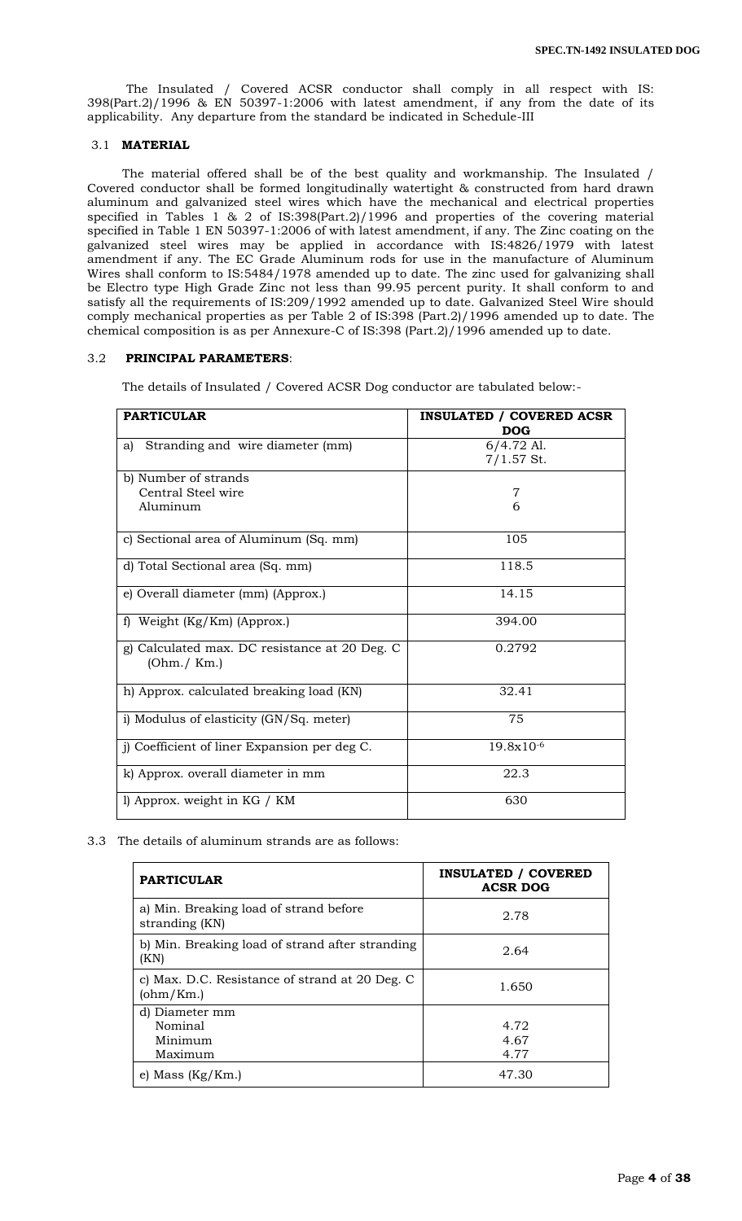The Insulated / Covered ACSR conductor shall comply in all respect with IS: 398(Part.2)/1996 & EN 50397-1:2006 with latest amendment, if any from the date of its applicability. Any departure from the standard be indicated in Schedule-III

### 3.1 MATERIAL

The material offered shall be of the best quality and workmanship. The Insulated / Covered conductor shall be formed longitudinally watertight & constructed from hard drawn aluminum and galvanized steel wires which have the mechanical and electrical properties specified in Tables 1 & 2 of IS:398(Part.2)/1996 and properties of the covering material specified in Table 1 EN 50397-1:2006 of with latest amendment, if any. The Zinc coating on the galvanized steel wires may be applied in accordance with IS:4826/1979 with latest amendment if any. The EC Grade Aluminum rods for use in the manufacture of Aluminum Wires shall conform to IS:5484/1978 amended up to date. The zinc used for galvanizing shall be Electro type High Grade Zinc not less than 99.95 percent purity. It shall conform to and satisfy all the requirements of IS:209/1992 amended up to date. Galvanized Steel Wire should comply mechanical properties as per Table 2 of IS:398 (Part.2)/1996 amended up to date. The chemical composition is as per Annexure-C of IS:398 (Part.2)/1996 amended up to date.

### 3.2 PRINCIPAL PARAMETERS:

The details of Insulated / Covered ACSR Dog conductor are tabulated below:-

| PARTICULAR | INSULATED / COVERED ACSR DOG |
|---|---|
| a) Stranding and wire diameter (mm) | 6/4.72 Al.<br>7/1.57 St. |
| b) Number of strands<br>Central Steel wire<br>Aluminum | <br>7<br>6 |
| c) Sectional area of Aluminum (Sq. mm) | 105 |
| d) Total Sectional area (Sq. mm) | 118.5 |
| e) Overall diameter (mm) (Approx.) | 14.15 |
| f) Weight (Kg/Km) (Approx.) | 394.00 |
| g) Calculated max. DC resistance at 20 Deg. C (Ohm./ Km.) | 0.2792 |
| h) Approx. calculated breaking load (KN) | 32.41 |
| i) Modulus of elasticity (GN/Sq. meter) | 75 |
| j) Coefficient of liner Expansion per deg C. | $19.8\times10^{-6}$ |
| k) Approx. overall diameter in mm | 22.3 |
| l) Approx. weight in KG / KM | 630 |

3.3 The details of aluminum strands are as follows:

| PARTICULAR | INSULATED / COVERED ACSR DOG |
|---|---|
| a) Min. Breaking load of strand before stranding (KN) | 2.78 |
| b) Min. Breaking load of strand after stranding (KN) | 2.64 |
| c) Max. D.C. Resistance of strand at 20 Deg. C (ohm/Km.) | 1.650 |
| d) Diameter mm<br>Nominal<br>Minimum<br>Maximum | <br>4.72<br>4.67<br>4.77 |
| e) Mass (Kg/Km.) | 47.30 |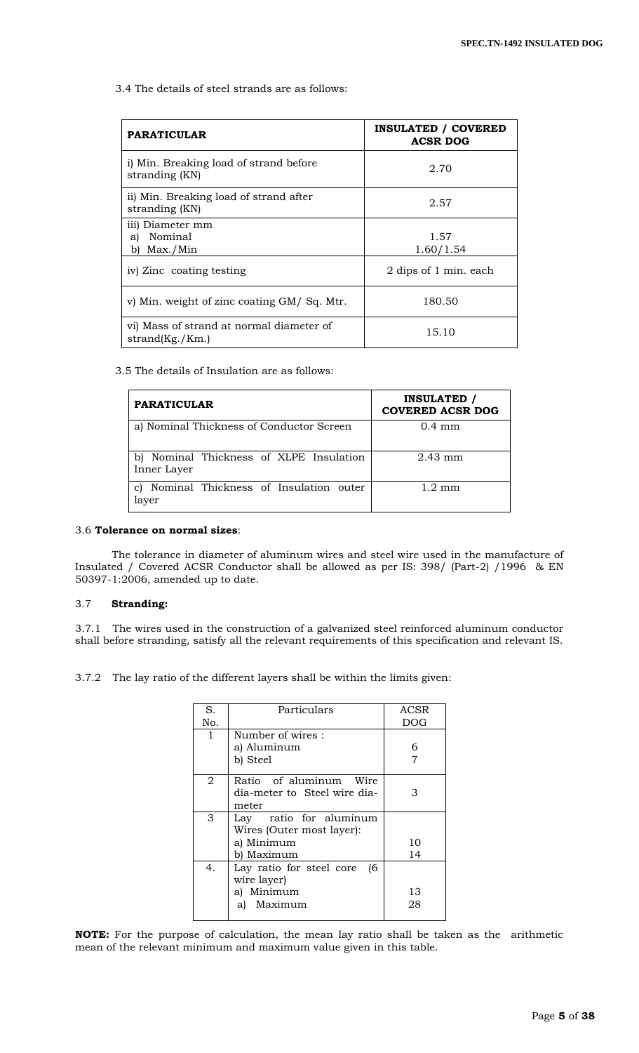3.4 The details of steel strands are as follows:

| PARATICULAR | INSULATED / COVERED ACSR DOG |
| --- | --- |
| i) Min. Breaking load of strand before stranding (KN) | 2.70 |
| ii) Min. Breaking load of strand after stranding (KN) | 2.57 |
| iii) Diameter mm<br>a) Nominal<br>b) Max./Min | <br>1.57<br>1.60/1.54 |
| iv) Zinc coating testing | 2 dips of 1 min. each |
| v) Min. weight of zinc coating GM/ Sq. Mtr. | 180.50 |
| vi) Mass of strand at normal diameter of strand(Kg./Km.) | 15.10 |

3.5 The details of Insulation are as follows:

| PARATICULAR | INSULATED / COVERED ACSR DOG |
| --- | --- |
| a) Nominal Thickness of Conductor Screen | 0.4 mm |
| b) Nominal Thickness of XLPE Insulation Inner Layer | 2.43 mm |
| c) Nominal Thickness of Insulation outer layer | 1.2 mm |

3.6 **Tolerance on normal sizes**:

The tolerance in diameter of aluminum wires and steel wire used in the manufacture of Insulated / Covered ACSR Conductor shall be allowed as per IS: 398/ (Part-2) /1996 & EN 50397-1:2006, amended up to date.

3.7 **Stranding:**

3.7.1 The wires used in the construction of a galvanized steel reinforced aluminum conductor shall before stranding, satisfy all the relevant requirements of this specification and relevant IS.

3.7.2 The lay ratio of the different layers shall be within the limits given:

| S. No. | Particulars | ACSR DOG |
| --- | --- | --- |
| 1 | Number of wires :<br>a) Aluminum<br>b) Steel | <br>6<br>7 |
| 2 | Ratio of aluminum Wire dia-meter to Steel wire dia-meter | 3 |
| 3 | Lay ratio for aluminum Wires (Outer most layer):<br>a) Minimum<br>b) Maximum | <br><br>10<br>14 |
| 4. | Lay ratio for steel core (6 wire layer)<br>a) Minimum<br>a) Maximum | <br><br>13<br>28 |

**NOTE:** For the purpose of calculation, the mean lay ratio shall be taken as the arithmetic mean of the relevant minimum and maximum value given in this table.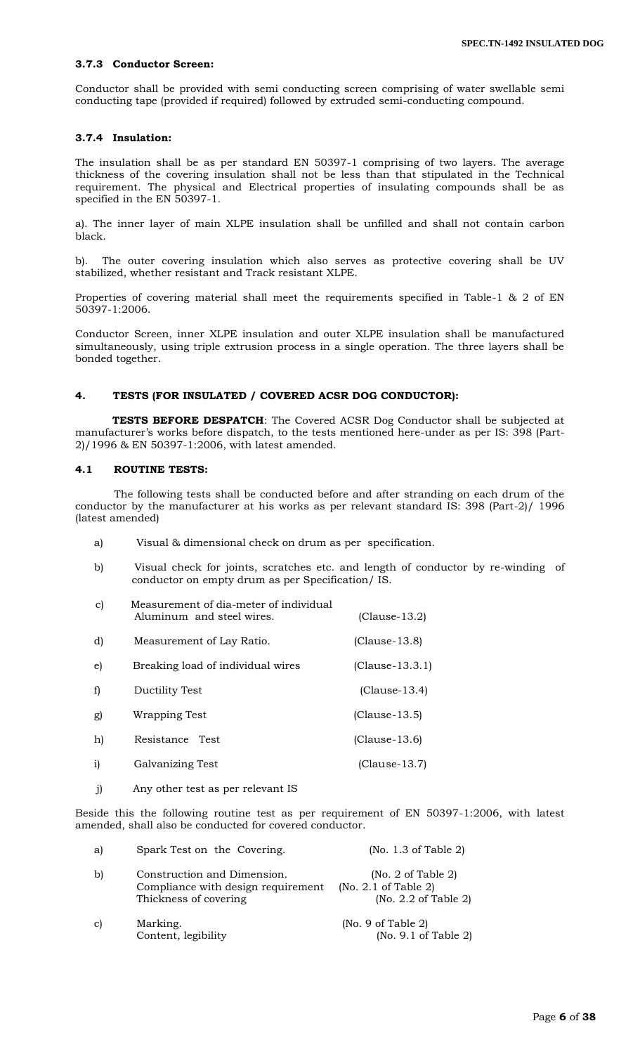### 3.7.3 Conductor Screen:

Conductor shall be provided with semi conducting screen comprising of water swellable semi conducting tape (provided if required) followed by extruded semi-conducting compound.

### 3.7.4 Insulation:

The insulation shall be as per standard EN 50397-1 comprising of two layers. The average thickness of the covering insulation shall not be less than that stipulated in the Technical requirement. The physical and Electrical properties of insulating compounds shall be as specified in the EN 50397-1.

a). The inner layer of main XLPE insulation shall be unfilled and shall not contain carbon black.

b). The outer covering insulation which also serves as protective covering shall be UV stabilized, whether resistant and Track resistant XLPE.

Properties of covering material shall meet the requirements specified in Table-1 & 2 of EN 50397-1:2006.

Conductor Screen, inner XLPE insulation and outer XLPE insulation shall be manufactured simultaneously, using triple extrusion process in a single operation. The three layers shall be bonded together.

## 4. TESTS (FOR INSULATED / COVERED ACSR DOG CONDUCTOR):

**TESTS BEFORE DESPATCH**: The Covered ACSR Dog Conductor shall be subjected at manufacturer's works before dispatch, to the tests mentioned here-under as per IS: 398 (Part-2)/1996 & EN 50397-1:2006, with latest amended.

### 4.1 ROUTINE TESTS:

The following tests shall be conducted before and after stranding on each drum of the conductor by the manufacturer at his works as per relevant standard IS: 398 (Part-2)/ 1996 (latest amended)

a) Visual & dimensional check on drum as per specification.

b) Visual check for joints, scratches etc. and length of conductor by re-winding of conductor on empty drum as per Specification/ IS.

c) Measurement of dia-meter of individual Aluminum and steel wires. (Clause-13.2)

d) Measurement of Lay Ratio. (Clause-13.8)

e) Breaking load of individual wires (Clause-13.3.1)

f) Ductility Test (Clause-13.4)

g) Wrapping Test (Clause-13.5)

h) Resistance Test (Clause-13.6)

i) Galvanizing Test (Clause-13.7)

j) Any other test as per relevant IS

Beside this the following routine test as per requirement of EN 50397-1:2006, with latest amended, shall also be conducted for covered conductor.

a) Spark Test on the Covering. (No. 1.3 of Table 2)

b) Construction and Dimension. (No. 2 of Table 2)
Compliance with design requirement (No. 2.1 of Table 2)
Thickness of covering (No. 2.2 of Table 2)

c) Marking. (No. 9 of Table 2)
Content, legibility (No. 9.1 of Table 2)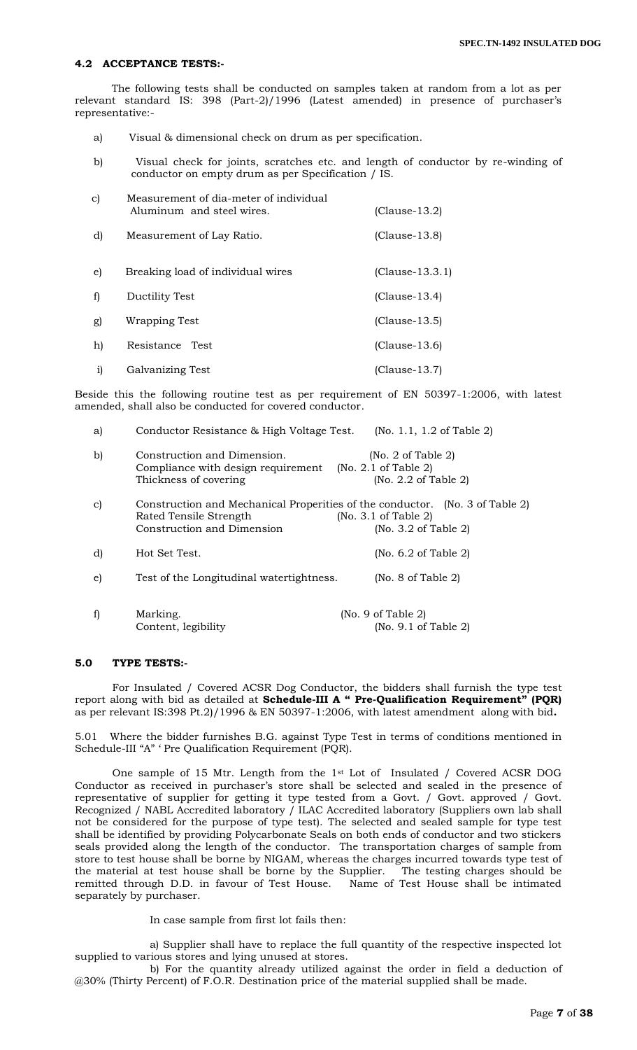### 4.2 ACCEPTANCE TESTS:-

The following tests shall be conducted on samples taken at random from a lot as per relevant standard IS: 398 (Part-2)/1996 (Latest amended) in presence of purchaser's representative:-

a) Visual & dimensional check on drum as per specification.

b) Visual check for joints, scratches etc. and length of conductor by re-winding of conductor on empty drum as per Specification / IS.

| | | |
|---|---|---|
| c) | Measurement of dia-meter of individual Aluminum and steel wires. | (Clause-13.2) |
| d) | Measurement of Lay Ratio. | (Clause-13.8) |
| e) | Breaking load of individual wires | (Clause-13.3.1) |
| f) | Ductility Test | (Clause-13.4) |
| g) | Wrapping Test | (Clause-13.5) |
| h) | Resistance Test | (Clause-13.6) |
| i) | Galvanizing Test | (Clause-13.7) |

Beside this the following routine test as per requirement of EN 50397-1:2006, with latest amended, shall also be conducted for covered conductor.

| | | |
|---|---|---|
| a) | Conductor Resistance & High Voltage Test. | (No. 1.1, 1.2 of Table 2) |
| b) | Construction and Dimension. | (No. 2 of Table 2) |
| | Compliance with design requirement | (No. 2.1 of Table 2) |
| | Thickness of covering | (No. 2.2 of Table 2) |
| c) | Construction and Mechanical Properities of the conductor. | (No. 3 of Table 2) |
| | Rated Tensile Strength | (No. 3.1 of Table 2) |
| | Construction and Dimension | (No. 3.2 of Table 2) |
| d) | Hot Set Test. | (No. 6.2 of Table 2) |
| e) | Test of the Longitudinal watertightness. | (No. 8 of Table 2) |
| f) | Marking. | (No. 9 of Table 2) |
| | Content, legibility | (No. 9.1 of Table 2) |

### 5.0 TYPE TESTS:-

For Insulated / Covered ACSR Dog Conductor, the bidders shall furnish the type test report along with bid as detailed at **Schedule-III A " Pre-Qualification Requirement" (PQR)** as per relevant IS:398 Pt.2)/1996 & EN 50397-1:2006, with latest amendment along with bid**.**

5.01 Where the bidder furnishes B.G. against Type Test in terms of conditions mentioned in Schedule-III "A" ' Pre Qualification Requirement (PQR).

One sample of 15 Mtr. Length from the 1st Lot of Insulated / Covered ACSR DOG Conductor as received in purchaser's store shall be selected and sealed in the presence of representative of supplier for getting it type tested from a Govt. / Govt. approved / Govt. Recognized / NABL Accredited laboratory / ILAC Accredited laboratory (Suppliers own lab shall not be considered for the purpose of type test). The selected and sealed sample for type test shall be identified by providing Polycarbonate Seals on both ends of conductor and two stickers seals provided along the length of the conductor. The transportation charges of sample from store to test house shall be borne by NIGAM, whereas the charges incurred towards type test of the material at test house shall be borne by the Supplier. The testing charges should be remitted through D.D. in favour of Test House. Name of Test House shall be intimated separately by purchaser.

In case sample from first lot fails then:

a) Supplier shall have to replace the full quantity of the respective inspected lot supplied to various stores and lying unused at stores.

b) For the quantity already utilized against the order in field a deduction of @30% (Thirty Percent) of F.O.R. Destination price of the material supplied shall be made.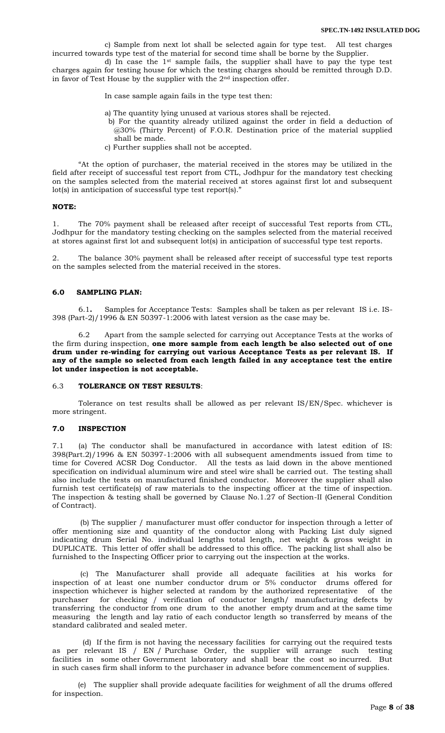c) Sample from next lot shall be selected again for type test. All test charges incurred towards type test of the material for second time shall be borne by the Supplier.

d) In case the 1st sample fails, the supplier shall have to pay the type test charges again for testing house for which the testing charges should be remitted through D.D. in favor of Test House by the supplier with the 2nd inspection offer.

In case sample again fails in the type test then:

a) The quantity lying unused at various stores shall be rejected.

b) For the quantity already utilized against the order in field a deduction of @30% (Thirty Percent) of F.O.R. Destination price of the material supplied shall be made.

c) Further supplies shall not be accepted.

"At the option of purchaser, the material received in the stores may be utilized in the field after receipt of successful test report from CTL, Jodhpur for the mandatory test checking on the samples selected from the material received at stores against first lot and subsequent lot(s) in anticipation of successful type test report(s)."

**NOTE:**

1. The 70% payment shall be released after receipt of successful Test reports from CTL, Jodhpur for the mandatory testing checking on the samples selected from the material received at stores against first lot and subsequent lot(s) in anticipation of successful type test reports.

2. The balance 30% payment shall be released after receipt of successful type test reports on the samples selected from the material received in the stores.

### 6.0 SAMPLING PLAN:

6.1**.** Samples for Acceptance Tests: Samples shall be taken as per relevant IS i.e. IS-398 (Part-2)/1996 & EN 50397-1:2006 with latest version as the case may be.

6.2 Apart from the sample selected for carrying out Acceptance Tests at the works of the firm during inspection, **one more sample from each length be also selected out of one drum under re-winding for carrying out various Acceptance Tests as per relevant IS. If any of the sample so selected from each length failed in any acceptance test the entire lot under inspection is not acceptable.**

6.3 **TOLERANCE ON TEST RESULTS**:

Tolerance on test results shall be allowed as per relevant IS/EN/Spec. whichever is more stringent.

### 7.0 INSPECTION

7.1 (a) The conductor shall be manufactured in accordance with latest edition of IS: 398(Part.2)/1996 & EN 50397-1:2006 with all subsequent amendments issued from time to time for Covered ACSR Dog Conductor. All the tests as laid down in the above mentioned specification on individual aluminum wire and steel wire shall be carried out. The testing shall also include the tests on manufactured finished conductor. Moreover the supplier shall also furnish test certificate(s) of raw materials to the inspecting officer at the time of inspection. The inspection & testing shall be governed by Clause No.1.27 of Section-II (General Condition of Contract).

(b) The supplier / manufacturer must offer conductor for inspection through a letter of offer mentioning size and quantity of the conductor along with Packing List duly signed indicating drum Serial No. individual lengths total length, net weight & gross weight in DUPLICATE. This letter of offer shall be addressed to this office. The packing list shall also be furnished to the Inspecting Officer prior to carrying out the inspection at the works.

(c) The Manufacturer shall provide all adequate facilities at his works for inspection of at least one number conductor drum or 5% conductor drums offered for inspection whichever is higher selected at random by the authorized representative of the purchaser for checking / verification of conductor length/ manufacturing defects by transferring the conductor from one drum to the another empty drum and at the same time measuring the length and lay ratio of each conductor length so transferred by means of the standard calibrated and sealed meter.

(d) If the firm is not having the necessary facilities for carrying out the required tests as per relevant IS / EN / Purchase Order, the supplier will arrange such testing facilities in some other Government laboratory and shall bear the cost so incurred. But in such cases firm shall inform to the purchaser in advance before commencement of supplies.

(e) The supplier shall provide adequate facilities for weighment of all the drums offered for inspection.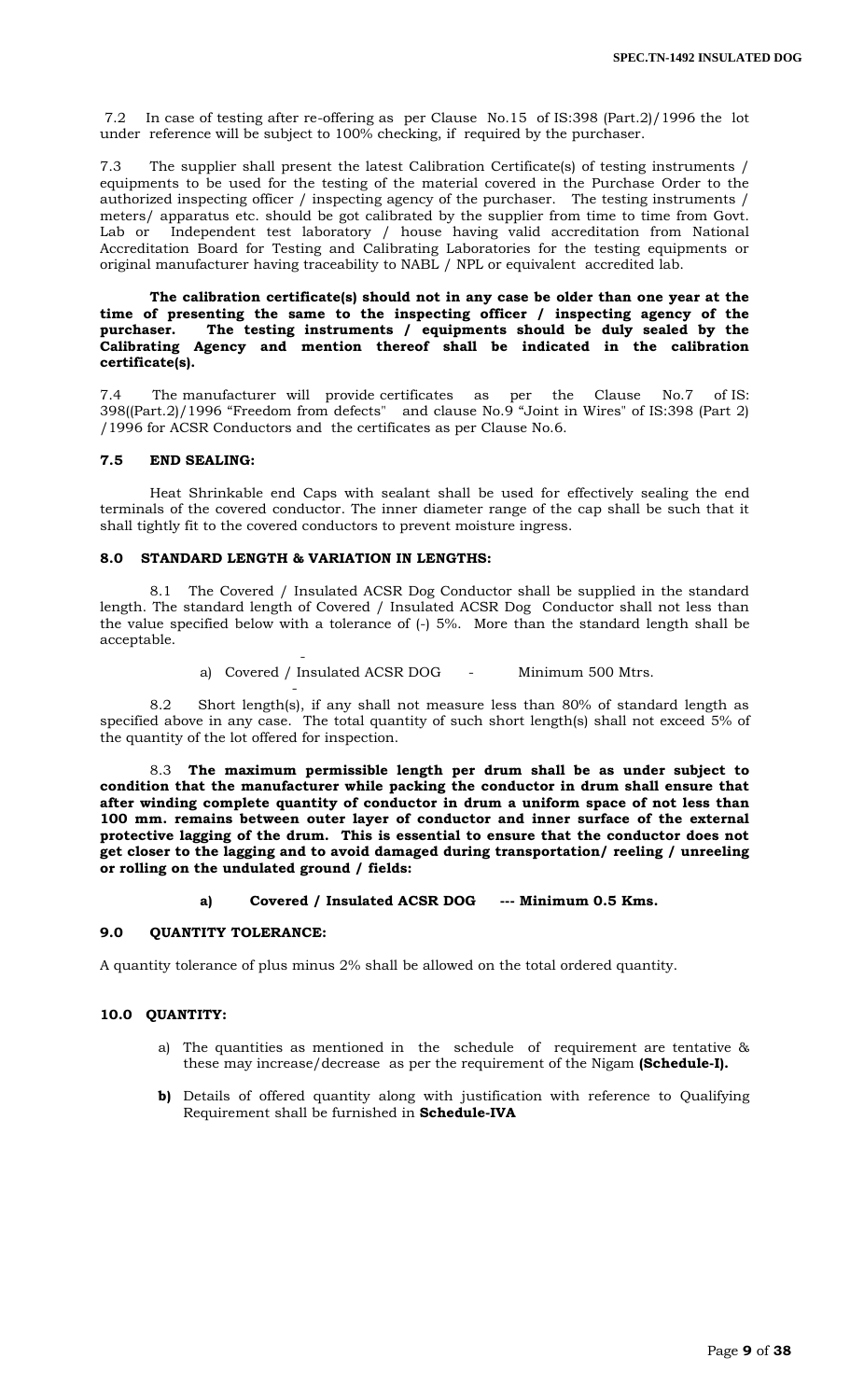7.2 In case of testing after re-offering as per Clause No.15 of IS:398 (Part.2)/1996 the lot under reference will be subject to 100% checking, if required by the purchaser.

7.3 The supplier shall present the latest Calibration Certificate(s) of testing instruments / equipments to be used for the testing of the material covered in the Purchase Order to the authorized inspecting officer / inspecting agency of the purchaser. The testing instruments / meters/ apparatus etc. should be got calibrated by the supplier from time to time from Govt. Lab or Independent test laboratory / house having valid accreditation from National Accreditation Board for Testing and Calibrating Laboratories for the testing equipments or original manufacturer having traceability to NABL / NPL or equivalent accredited lab.

**The calibration certificate(s) should not in any case be older than one year at the time of presenting the same to the inspecting officer / inspecting agency of the purchaser. The testing instruments / equipments should be duly sealed by the Calibrating Agency and mention thereof shall be indicated in the calibration certificate(s).**

7.4 The manufacturer will provide certificates as per the Clause No.7 of IS: 398((Part.2)/1996 "Freedom from defects" and clause No.9 "Joint in Wires" of IS:398 (Part 2) /1996 for ACSR Conductors and the certificates as per Clause No.6.

**7.5 END SEALING:**

Heat Shrinkable end Caps with sealant shall be used for effectively sealing the end terminals of the covered conductor. The inner diameter range of the cap shall be such that it shall tightly fit to the covered conductors to prevent moisture ingress.

**8.0 STANDARD LENGTH & VARIATION IN LENGTHS:**

8.1 The Covered / Insulated ACSR Dog Conductor shall be supplied in the standard length. The standard length of Covered / Insulated ACSR Dog Conductor shall not less than the value specified below with a tolerance of (-) 5%. More than the standard length shall be acceptable.

a) Covered / Insulated ACSR DOG - Minimum 500 Mtrs.

8.2 Short length(s), if any shall not measure less than 80% of standard length as specified above in any case. The total quantity of such short length(s) shall not exceed 5% of the quantity of the lot offered for inspection.

8.3 **The maximum permissible length per drum shall be as under subject to condition that the manufacturer while packing the conductor in drum shall ensure that after winding complete quantity of conductor in drum a uniform space of not less than 100 mm. remains between outer layer of conductor and inner surface of the external protective lagging of the drum. This is essential to ensure that the conductor does not get closer to the lagging and to avoid damaged during transportation/ reeling / unreeling or rolling on the undulated ground / fields:**

**a) Covered / Insulated ACSR DOG --- Minimum 0.5 Kms.**

**9.0 QUANTITY TOLERANCE:**

A quantity tolerance of plus minus 2% shall be allowed on the total ordered quantity.

**10.0 QUANTITY:**

a) The quantities as mentioned in the schedule of requirement are tentative & these may increase/decrease as per the requirement of the Nigam **(Schedule-I).**

**b)** Details of offered quantity along with justification with reference to Qualifying Requirement shall be furnished in **Schedule-IVA**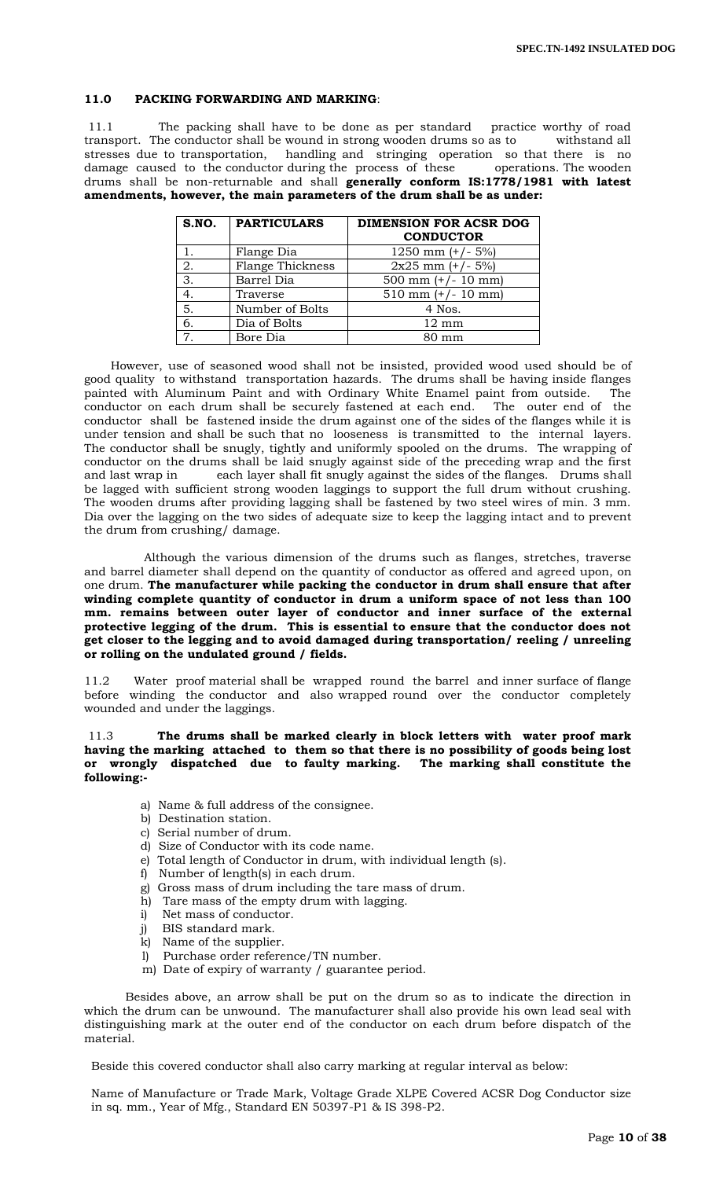### 11.0 PACKING FORWARDING AND MARKING:

11.1 The packing shall have to be done as per standard practice worthy of road transport. The conductor shall be wound in strong wooden drums so as to withstand all stresses due to transportation, handling and stringing operation so that there is no damage caused to the conductor during the process of these operations. The wooden drums shall be non-returnable and shall **generally conform IS:1778/1981 with latest amendments, however, the main parameters of the drum shall be as under:**

| S.NO. | PARTICULARS | DIMENSION FOR ACSR DOG CONDUCTOR |
|---|---|---|
| 1. | Flange Dia | 1250 mm (+/- 5%) |
| 2. | Flange Thickness | 2x25 mm (+/- 5%) |
| 3. | Barrel Dia | 500 mm (+/- 10 mm) |
| 4. | Traverse | 510 mm (+/- 10 mm) |
| 5. | Number of Bolts | 4 Nos. |
| 6. | Dia of Bolts | 12 mm |
| 7. | Bore Dia | 80 mm |

However, use of seasoned wood shall not be insisted, provided wood used should be of good quality to withstand transportation hazards. The drums shall be having inside flanges painted with Aluminum Paint and with Ordinary White Enamel paint from outside. The conductor on each drum shall be securely fastened at each end. The outer end of the conductor shall be fastened inside the drum against one of the sides of the flanges while it is under tension and shall be such that no looseness is transmitted to the internal layers. The conductor shall be snugly, tightly and uniformly spooled on the drums. The wrapping of conductor on the drums shall be laid snugly against side of the preceding wrap and the first and last wrap in each layer shall fit snugly against the sides of the flanges. Drums shall be lagged with sufficient strong wooden laggings to support the full drum without crushing. The wooden drums after providing lagging shall be fastened by two steel wires of min. 3 mm. Dia over the lagging on the two sides of adequate size to keep the lagging intact and to prevent the drum from crushing/ damage.

Although the various dimension of the drums such as flanges, stretches, traverse and barrel diameter shall depend on the quantity of conductor as offered and agreed upon, on one drum. **The manufacturer while packing the conductor in drum shall ensure that after winding complete quantity of conductor in drum a uniform space of not less than 100 mm. remains between outer layer of conductor and inner surface of the external protective legging of the drum. This is essential to ensure that the conductor does not get closer to the legging and to avoid damaged during transportation/ reeling / unreeling or rolling on the undulated ground / fields.**

11.2 Water proof material shall be wrapped round the barrel and inner surface of flange before winding the conductor and also wrapped round over the conductor completely wounded and under the laggings.

11.3 **The drums shall be marked clearly in block letters with water proof mark having the marking attached to them so that there is no possibility of goods being lost or wrongly dispatched due to faulty marking. The marking shall constitute the following:-**

a) Name & full address of the consignee.
b) Destination station.
c) Serial number of drum.
d) Size of Conductor with its code name.
e) Total length of Conductor in drum, with individual length (s).
f) Number of length(s) in each drum.
g) Gross mass of drum including the tare mass of drum.
h) Tare mass of the empty drum with lagging.
i) Net mass of conductor.
j) BIS standard mark.
k) Name of the supplier.
l) Purchase order reference/TN number.
m) Date of expiry of warranty / guarantee period.

Besides above, an arrow shall be put on the drum so as to indicate the direction in which the drum can be unwound. The manufacturer shall also provide his own lead seal with distinguishing mark at the outer end of the conductor on each drum before dispatch of the material.

Beside this covered conductor shall also carry marking at regular interval as below:

Name of Manufacture or Trade Mark, Voltage Grade XLPE Covered ACSR Dog Conductor size in sq. mm., Year of Mfg., Standard EN 50397-P1 & IS 398-P2.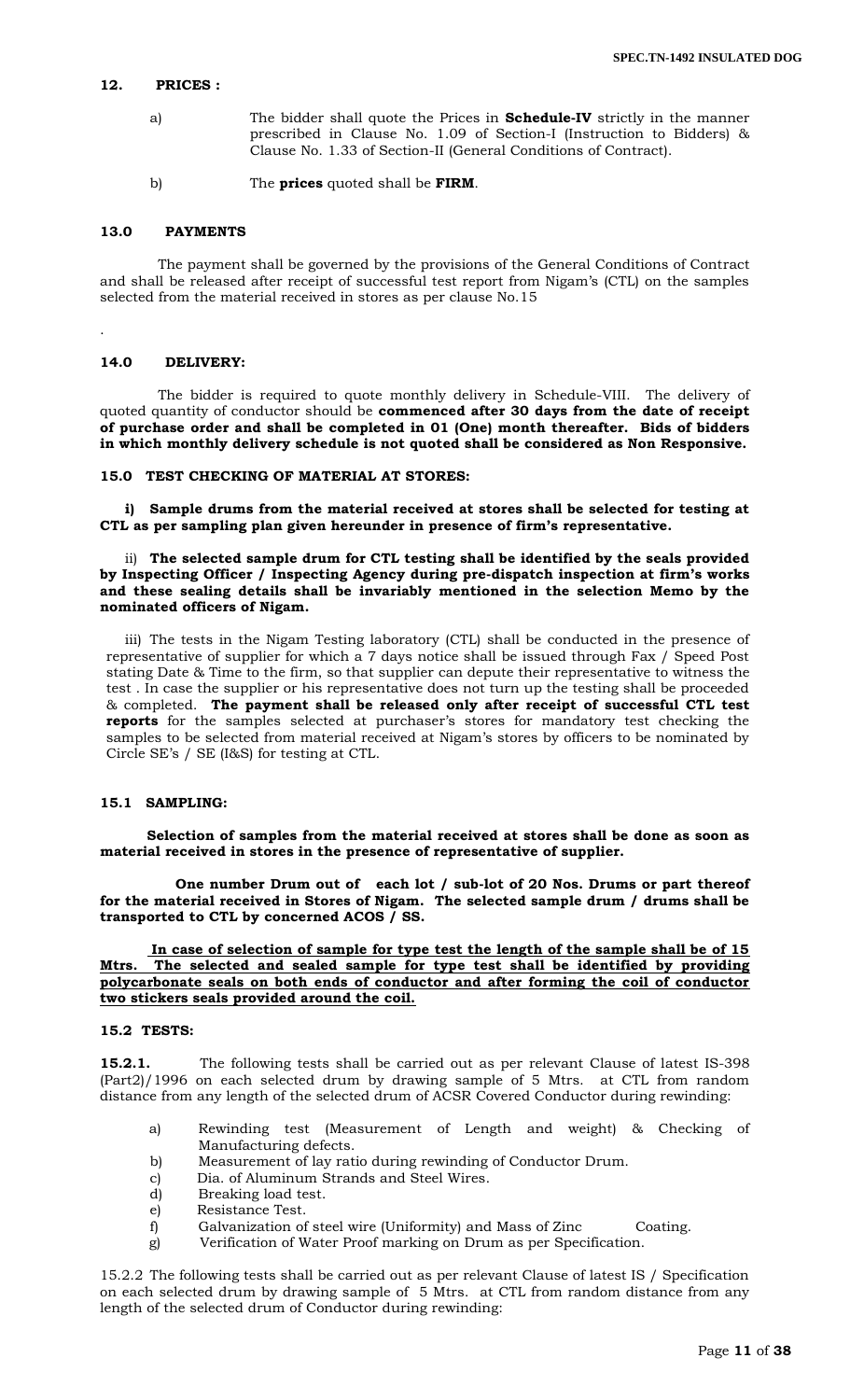## 12. PRICES :

a) The bidder shall quote the Prices in **Schedule-IV** strictly in the manner prescribed in Clause No. 1.09 of Section-I (Instruction to Bidders) & Clause No. 1.33 of Section-II (General Conditions of Contract).

b) The **prices** quoted shall be **FIRM**.

## 13.0 PAYMENTS

The payment shall be governed by the provisions of the General Conditions of Contract and shall be released after receipt of successful test report from Nigam's (CTL) on the samples selected from the material received in stores as per clause No.15

.

## 14.0 DELIVERY:

The bidder is required to quote monthly delivery in Schedule-VIII. The delivery of quoted quantity of conductor should be **commenced after 30 days from the date of receipt of purchase order and shall be completed in 01 (One) month thereafter. Bids of bidders in which monthly delivery schedule is not quoted shall be considered as Non Responsive.**

## 15.0 TEST CHECKING OF MATERIAL AT STORES:

**i) Sample drums from the material received at stores shall be selected for testing at CTL as per sampling plan given hereunder in presence of firm's representative.**

ii) **The selected sample drum for CTL testing shall be identified by the seals provided by Inspecting Officer / Inspecting Agency during pre-dispatch inspection at firm's works and these sealing details shall be invariably mentioned in the selection Memo by the nominated officers of Nigam.**

iii) The tests in the Nigam Testing laboratory (CTL) shall be conducted in the presence of representative of supplier for which a 7 days notice shall be issued through Fax / Speed Post stating Date & Time to the firm, so that supplier can depute their representative to witness the test . In case the supplier or his representative does not turn up the testing shall be proceeded & completed. **The payment shall be released only after receipt of successful CTL test reports** for the samples selected at purchaser's stores for mandatory test checking the samples to be selected from material received at Nigam's stores by officers to be nominated by Circle SE's / SE (I&S) for testing at CTL.

### 15.1 SAMPLING:

**Selection of samples from the material received at stores shall be done as soon as material received in stores in the presence of representative of supplier.**

**One number Drum out of each lot / sub-lot of 20 Nos. Drums or part thereof for the material received in Stores of Nigam. The selected sample drum / drums shall be transported to CTL by concerned ACOS / SS.**

<u>**In case of selection of sample for type test the length of the sample shall be of 15 Mtrs. The selected and sealed sample for type test shall be identified by providing polycarbonate seals on both ends of conductor and after forming the coil of conductor two stickers seals provided around the coil.**</u>

### 15.2 TESTS:

**15.2.1.** The following tests shall be carried out as per relevant Clause of latest IS-398 (Part2)/1996 on each selected drum by drawing sample of 5 Mtrs. at CTL from random distance from any length of the selected drum of ACSR Covered Conductor during rewinding:

a) Rewinding test (Measurement of Length and weight) & Checking of Manufacturing defects.
b) Measurement of lay ratio during rewinding of Conductor Drum.
c) Dia. of Aluminum Strands and Steel Wires.
d) Breaking load test.
e) Resistance Test.
f) Galvanization of steel wire (Uniformity) and Mass of Zinc Coating.
g) Verification of Water Proof marking on Drum as per Specification.

15.2.2 The following tests shall be carried out as per relevant Clause of latest IS / Specification on each selected drum by drawing sample of 5 Mtrs. at CTL from random distance from any length of the selected drum of Conductor during rewinding: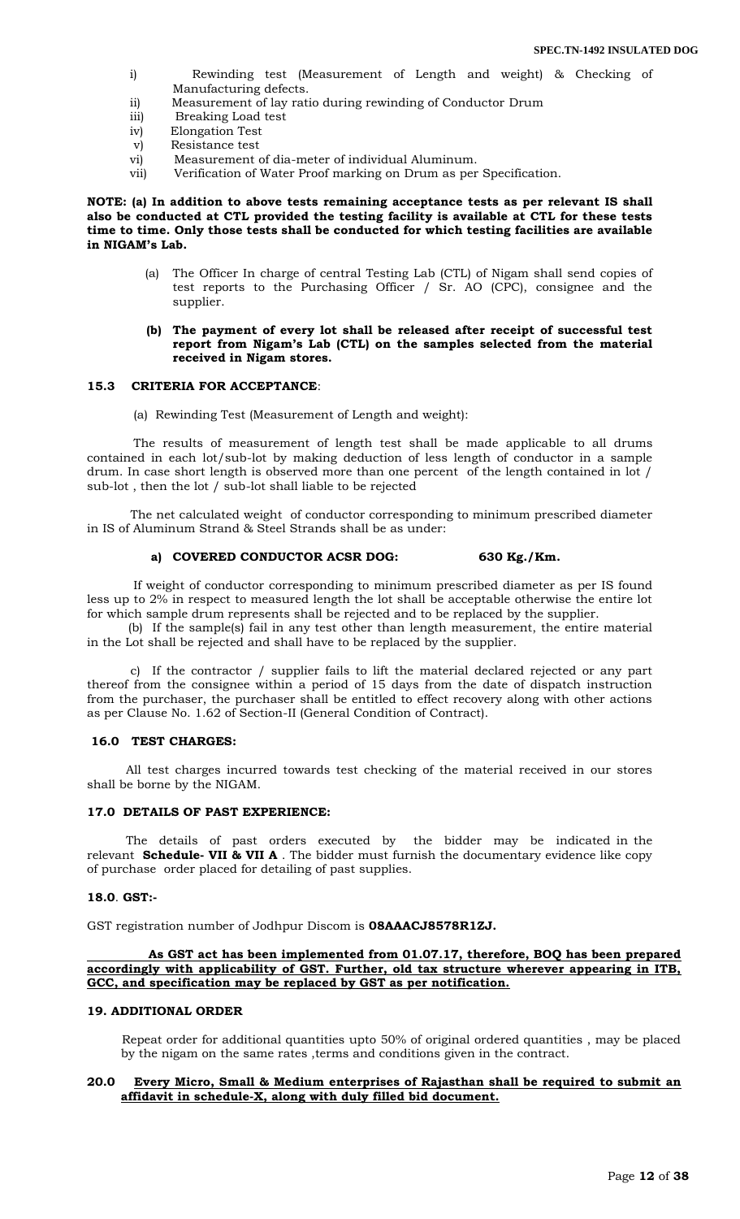i) Rewinding test (Measurement of Length and weight) & Checking of Manufacturing defects.
ii) Measurement of lay ratio during rewinding of Conductor Drum
iii) Breaking Load test
iv) Elongation Test
v) Resistance test
vi) Measurement of dia-meter of individual Aluminum.
vii) Verification of Water Proof marking on Drum as per Specification.

**NOTE: (a) In addition to above tests remaining acceptance tests as per relevant IS shall also be conducted at CTL provided the testing facility is available at CTL for these tests time to time. Only those tests shall be conducted for which testing facilities are available in NIGAM's Lab.**

(a) The Officer In charge of central Testing Lab (CTL) of Nigam shall send copies of test reports to the Purchasing Officer / Sr. AO (CPC), consignee and the supplier.

**(b) The payment of every lot shall be released after receipt of successful test report from Nigam's Lab (CTL) on the samples selected from the material received in Nigam stores.**

### 15.3 CRITERIA FOR ACCEPTANCE:

(a) Rewinding Test (Measurement of Length and weight):

The results of measurement of length test shall be made applicable to all drums contained in each lot/sub-lot by making deduction of less length of conductor in a sample drum. In case short length is observed more than one percent of the length contained in lot / sub-lot , then the lot / sub-lot shall liable to be rejected

The net calculated weight of conductor corresponding to minimum prescribed diameter in IS of Aluminum Strand & Steel Strands shall be as under:

**a) COVERED CONDUCTOR ACSR DOG: 630 Kg./Km.**

If weight of conductor corresponding to minimum prescribed diameter as per IS found less up to 2% in respect to measured length the lot shall be acceptable otherwise the entire lot for which sample drum represents shall be rejected and to be replaced by the supplier.

(b) If the sample(s) fail in any test other than length measurement, the entire material in the Lot shall be rejected and shall have to be replaced by the supplier.

c) If the contractor / supplier fails to lift the material declared rejected or any part thereof from the consignee within a period of 15 days from the date of dispatch instruction from the purchaser, the purchaser shall be entitled to effect recovery along with other actions as per Clause No. 1.62 of Section-II (General Condition of Contract).

### 16.0 TEST CHARGES:

All test charges incurred towards test checking of the material received in our stores shall be borne by the NIGAM.

### 17.0 DETAILS OF PAST EXPERIENCE:

The details of past orders executed by the bidder may be indicated in the relevant **Schedule- VII & VII A** . The bidder must furnish the documentary evidence like copy of purchase order placed for detailing of past supplies.

### 18.0. GST:-

GST registration number of Jodhpur Discom is **08AAACJ8578R1ZJ.**

**As GST act has been implemented from 01.07.17, therefore, BOQ has been prepared accordingly with applicability of GST. Further, old tax structure wherever appearing in ITB, GCC, and specification may be replaced by GST as per notification.**

### 19. ADDITIONAL ORDER

Repeat order for additional quantities upto 50% of original ordered quantities , may be placed by the nigam on the same rates ,terms and conditions given in the contract.

### 20.0 Every Micro, Small & Medium enterprises of Rajasthan shall be required to submit an affidavit in schedule-X, along with duly filled bid document.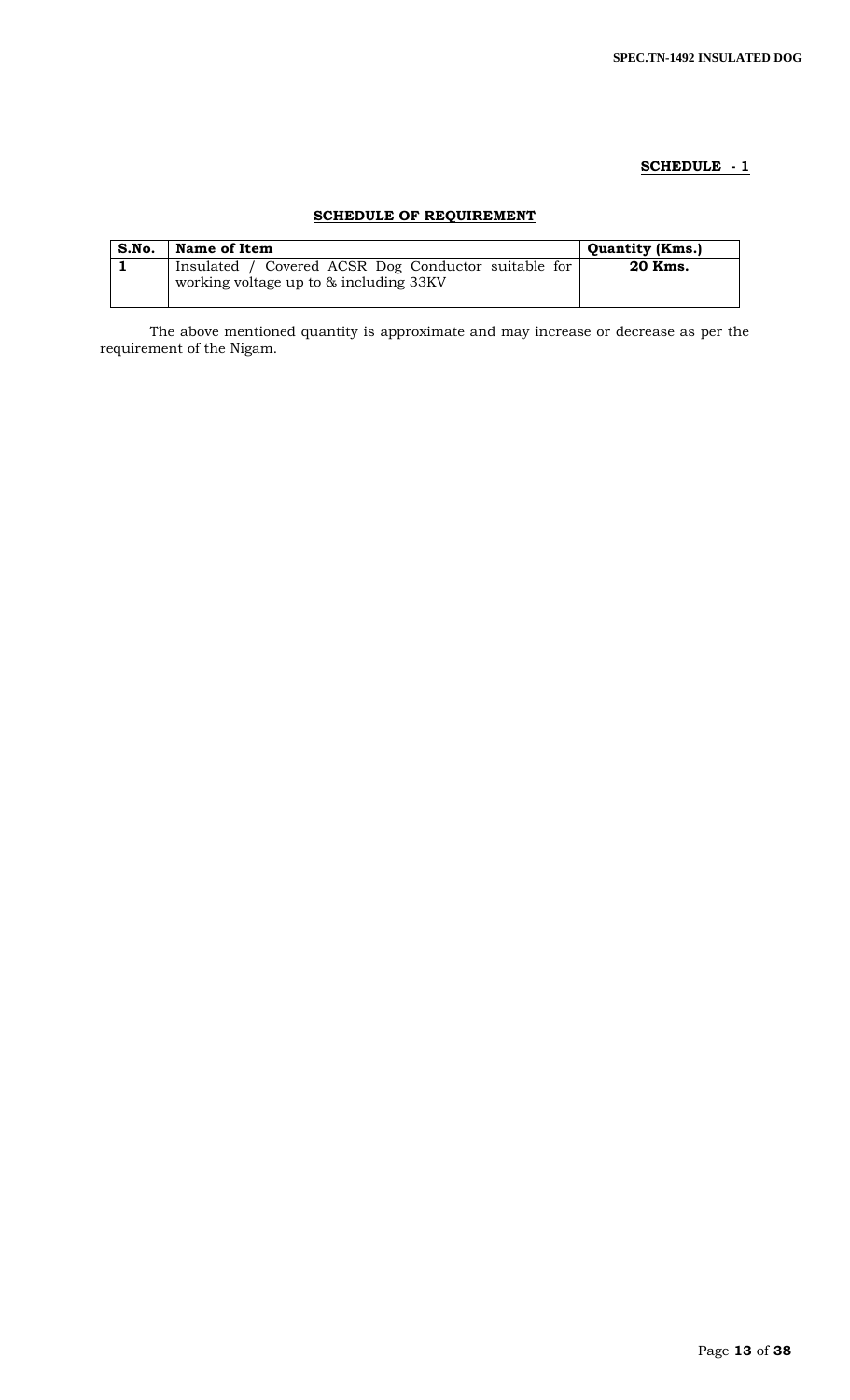**SCHEDULE - 1**

## SCHEDULE OF REQUIREMENT

| S.No. | Name of Item | Quantity (Kms.) |
|---|---|---|
| 1 | Insulated / Covered ACSR Dog Conductor suitable for working voltage up to & including 33KV | **20 Kms.** |

The above mentioned quantity is approximate and may increase or decrease as per the requirement of the Nigam.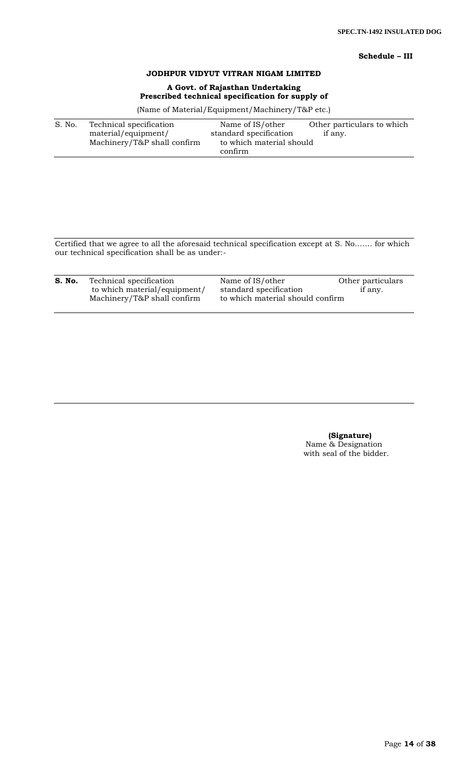**Schedule – III**

**JODHPUR VIDYUT VITRAN NIGAM LIMITED**

**A Govt. of Rajasthan Undertaking**
**Prescribed technical specification for supply of**

(Name of Material/Equipment/Machinery/T&P etc.)

| S. No. | Technical specification material/equipment/ Machinery/T&P shall confirm | Name of IS/other standard specification to which material should confirm | Other particulars to which if any. |
|---|---|---|---|
| | | | |

Certified that we agree to all the aforesaid technical specification except at S. No……. for which our technical specification shall be as under:-

| **S. No.** | Technical specification to which material/equipment/ Machinery/T&P shall confirm | Name of IS/other standard specification to which material should confirm | Other particulars if any. |
|---|---|---|---|
| | | | |

**(Signature)**
Name & Designation
with seal of the bidder.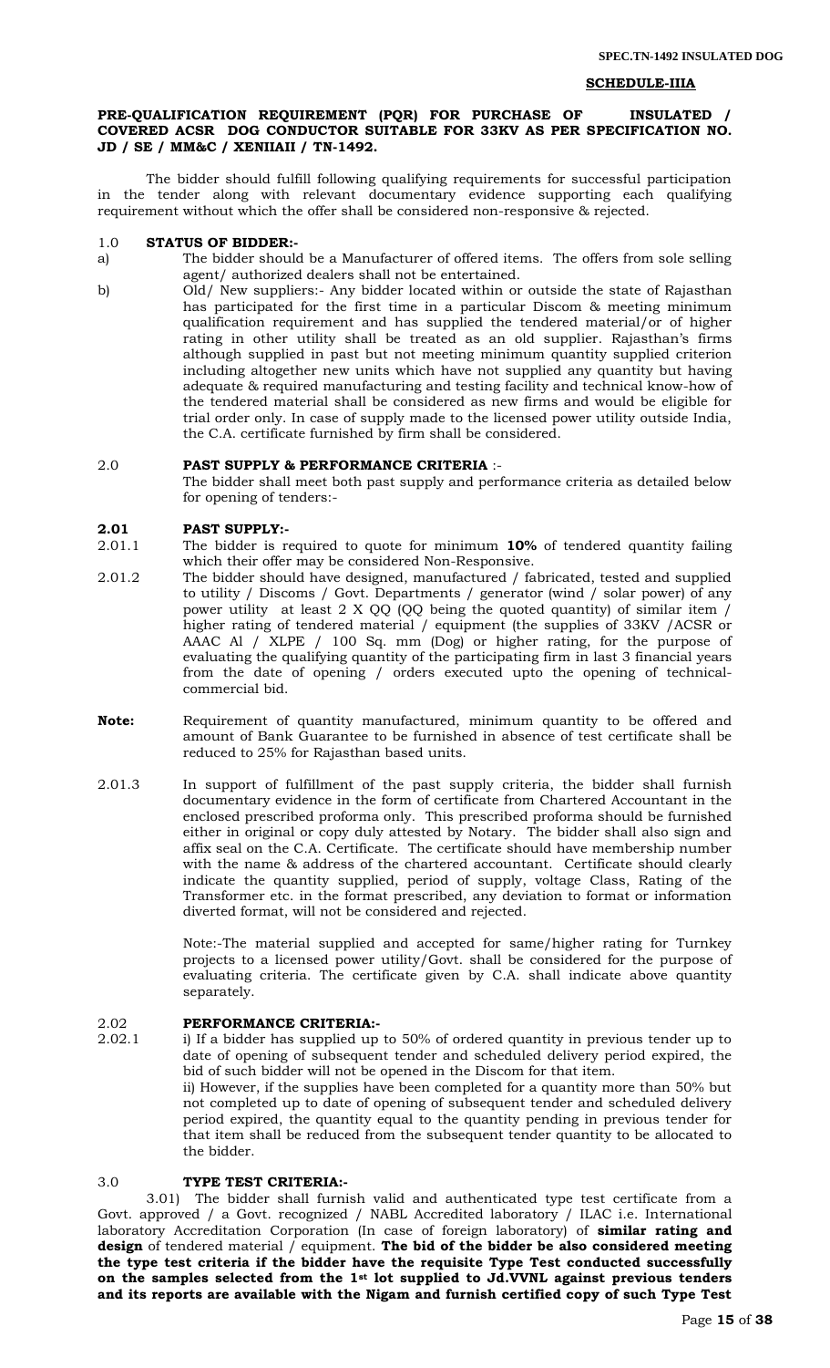**SCHEDULE-IIIA**

**PRE-QUALIFICATION REQUIREMENT (PQR) FOR PURCHASE OF INSULATED / COVERED ACSR DOG CONDUCTOR SUITABLE FOR 33KV AS PER SPECIFICATION NO. JD / SE / MM&C / XENIIAII / TN-1492.**

The bidder should fulfill following qualifying requirements for successful participation in the tender along with relevant documentary evidence supporting each qualifying requirement without which the offer shall be considered non-responsive & rejected.

1.0 **STATUS OF BIDDER:-**

a) The bidder should be a Manufacturer of offered items. The offers from sole selling agent/ authorized dealers shall not be entertained.

b) Old/ New suppliers:- Any bidder located within or outside the state of Rajasthan has participated for the first time in a particular Discom & meeting minimum qualification requirement and has supplied the tendered material/or of higher rating in other utility shall be treated as an old supplier. Rajasthan's firms although supplied in past but not meeting minimum quantity supplied criterion including altogether new units which have not supplied any quantity but having adequate & required manufacturing and testing facility and technical know-how of the tendered material shall be considered as new firms and would be eligible for trial order only. In case of supply made to the licensed power utility outside India, the C.A. certificate furnished by firm shall be considered.

2.0 **PAST SUPPLY & PERFORMANCE CRITERIA** :-

The bidder shall meet both past supply and performance criteria as detailed below for opening of tenders:-

**2.01 PAST SUPPLY:-**

2.01.1 The bidder is required to quote for minimum **10%** of tendered quantity failing which their offer may be considered Non-Responsive.

2.01.2 The bidder should have designed, manufactured / fabricated, tested and supplied to utility / Discoms / Govt. Departments / generator (wind / solar power) of any power utility at least 2 X QQ (QQ being the quoted quantity) of similar item / higher rating of tendered material / equipment (the supplies of 33KV /ACSR or AAAC Al / XLPE / 100 Sq. mm (Dog) or higher rating, for the purpose of evaluating the qualifying quantity of the participating firm in last 3 financial years from the date of opening / orders executed upto the opening of technical-commercial bid.

**Note:** Requirement of quantity manufactured, minimum quantity to be offered and amount of Bank Guarantee to be furnished in absence of test certificate shall be reduced to 25% for Rajasthan based units.

2.01.3 In support of fulfillment of the past supply criteria, the bidder shall furnish documentary evidence in the form of certificate from Chartered Accountant in the enclosed prescribed proforma only. This prescribed proforma should be furnished either in original or copy duly attested by Notary. The bidder shall also sign and affix seal on the C.A. Certificate. The certificate should have membership number with the name & address of the chartered accountant. Certificate should clearly indicate the quantity supplied, period of supply, voltage Class, Rating of the Transformer etc. in the format prescribed, any deviation to format or information diverted format, will not be considered and rejected.

Note:-The material supplied and accepted for same/higher rating for Turnkey projects to a licensed power utility/Govt. shall be considered for the purpose of evaluating criteria. The certificate given by C.A. shall indicate above quantity separately.

2.02 **PERFORMANCE CRITERIA:-**

2.02.1 i) If a bidder has supplied up to 50% of ordered quantity in previous tender up to date of opening of subsequent tender and scheduled delivery period expired, the bid of such bidder will not be opened in the Discom for that item.

ii) However, if the supplies have been completed for a quantity more than 50% but not completed up to date of opening of subsequent tender and scheduled delivery period expired, the quantity equal to the quantity pending in previous tender for that item shall be reduced from the subsequent tender quantity to be allocated to the bidder.

3.0 **TYPE TEST CRITERIA:-**

3.01) The bidder shall furnish valid and authenticated type test certificate from a Govt. approved / a Govt. recognized / NABL Accredited laboratory / ILAC i.e. International laboratory Accreditation Corporation (In case of foreign laboratory) of **similar rating and design** of tendered material / equipment. **The bid of the bidder be also considered meeting the type test criteria if the bidder have the requisite Type Test conducted successfully on the samples selected from the 1st lot supplied to Jd.VVNL against previous tenders and its reports are available with the Nigam and furnish certified copy of such Type Test**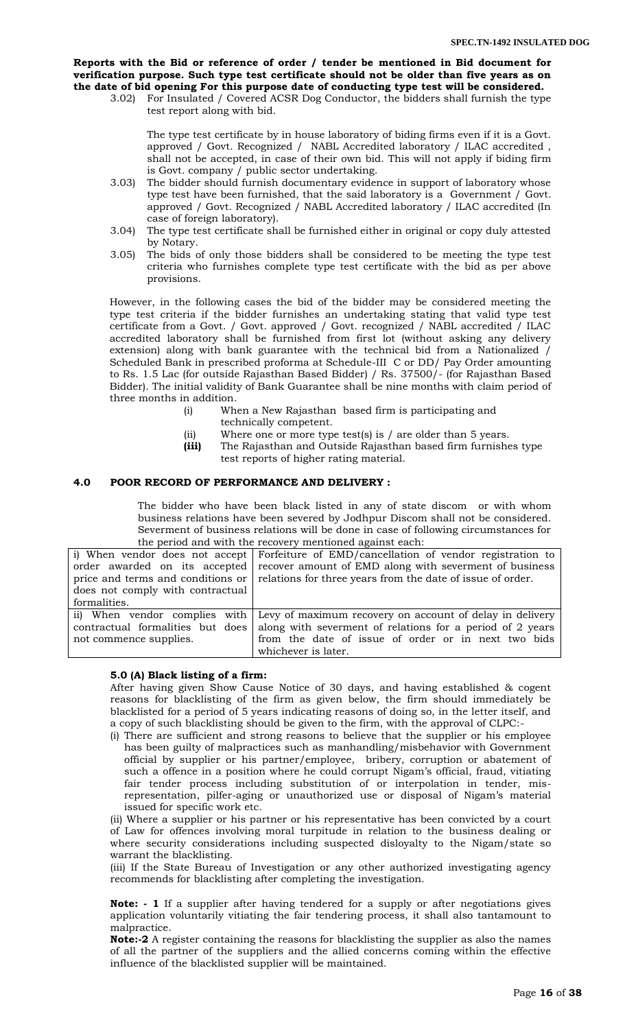**Reports with the Bid or reference of order / tender be mentioned in Bid document for verification purpose. Such type test certificate should not be older than five years as on the date of bid opening For this purpose date of conducting type test will be considered.**

3.02) For Insulated / Covered ACSR Dog Conductor, the bidders shall furnish the type test report along with bid.

The type test certificate by in house laboratory of biding firms even if it is a Govt. approved / Govt. Recognized / NABL Accredited laboratory / ILAC accredited , shall not be accepted, in case of their own bid. This will not apply if biding firm is Govt. company / public sector undertaking.

3.03) The bidder should furnish documentary evidence in support of laboratory whose type test have been furnished, that the said laboratory is a Government / Govt. approved / Govt. Recognized / NABL Accredited laboratory / ILAC accredited (In case of foreign laboratory).

3.04) The type test certificate shall be furnished either in original or copy duly attested by Notary.

3.05) The bids of only those bidders shall be considered to be meeting the type test criteria who furnishes complete type test certificate with the bid as per above provisions.

However, in the following cases the bid of the bidder may be considered meeting the type test criteria if the bidder furnishes an undertaking stating that valid type test certificate from a Govt. / Govt. approved / Govt. recognized / NABL accredited / ILAC accredited laboratory shall be furnished from first lot (without asking any delivery extension) along with bank guarantee with the technical bid from a Nationalized / Scheduled Bank in prescribed proforma at Schedule-III C or DD/ Pay Order amounting to Rs. 1.5 Lac (for outside Rajasthan Based Bidder) / Rs. 37500/- (for Rajasthan Based Bidder). The initial validity of Bank Guarantee shall be nine months with claim period of three months in addition.

(i) When a New Rajasthan based firm is participating and technically competent.

(ii) Where one or more type test(s) is / are older than 5 years.

**(iii)** The Rajasthan and Outside Rajasthan based firm furnishes type test reports of higher rating material.

## 4.0 POOR RECORD OF PERFORMANCE AND DELIVERY :

The bidder who have been black listed in any of state discom or with whom business relations have been severed by Jodhpur Discom shall not be considered. Severment of business relations will be done in case of following circumstances for the period and with the recovery mentioned against each:

| | |
|---|---|
| i) When vendor does not accept order awarded on its accepted price and terms and conditions or does not comply with contractual formalities. | Forfeiture of EMD/cancellation of vendor registration to recover amount of EMD along with severment of business relations for three years from the date of issue of order. |
| ii) When vendor complies with contractual formalities but does not commence supplies. | Levy of maximum recovery on account of delay in delivery along with severment of relations for a period of 2 years from the date of issue of order or in next two bids whichever is later. |

### 5.0 (A) Black listing of a firm:

After having given Show Cause Notice of 30 days, and having established & cogent reasons for blacklisting of the firm as given below, the firm should immediately be blacklisted for a period of 5 years indicating reasons of doing so, in the letter itself, and a copy of such blacklisting should be given to the firm, with the approval of CLPC:-

(i) There are sufficient and strong reasons to believe that the supplier or his employee has been guilty of malpractices such as manhandling/misbehavior with Government official by supplier or his partner/employee, bribery, corruption or abatement of such a offence in a position where he could corrupt Nigam's official, fraud, vitiating fair tender process including substitution of or interpolation in tender, mis-representation, pilfer-aging or unauthorized use or disposal of Nigam's material issued for specific work etc.

(ii) Where a supplier or his partner or his representative has been convicted by a court of Law for offences involving moral turpitude in relation to the business dealing or where security considerations including suspected disloyalty to the Nigam/state so warrant the blacklisting.

(iii) If the State Bureau of Investigation or any other authorized investigating agency recommends for blacklisting after completing the investigation.

**Note: - 1** If a supplier after having tendered for a supply or after negotiations gives application voluntarily vitiating the fair tendering process, it shall also tantamount to malpractice.

**Note:-2** A register containing the reasons for blacklisting the supplier as also the names of all the partner of the suppliers and the allied concerns coming within the effective influence of the blacklisted supplier will be maintained.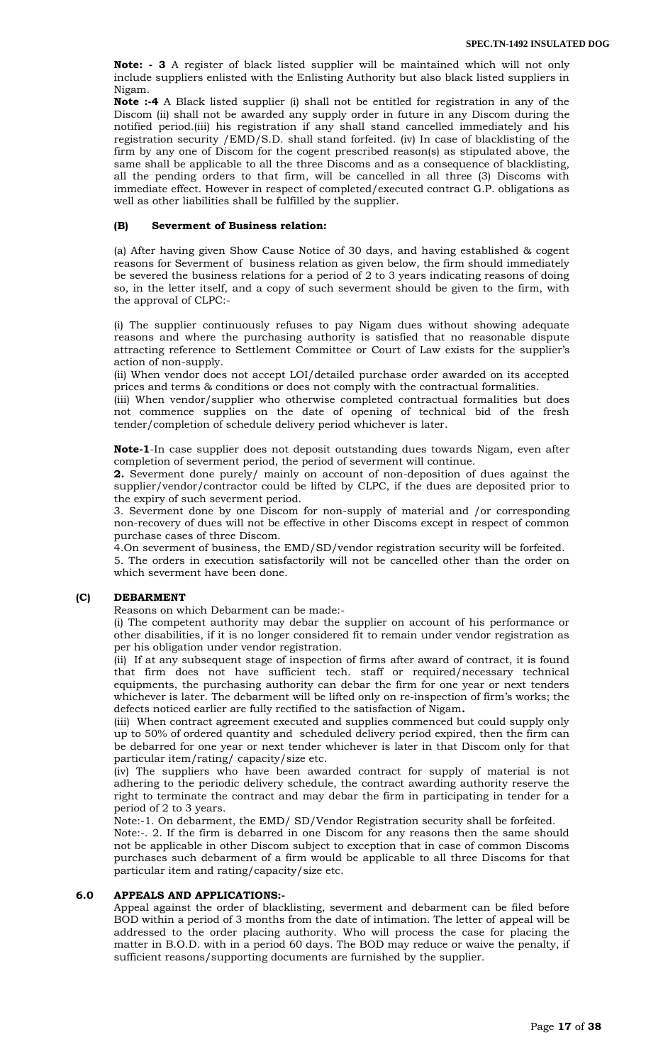**Note: - 3** A register of black listed supplier will be maintained which will not only include suppliers enlisted with the Enlisting Authority but also black listed suppliers in Nigam.

**Note :-4** A Black listed supplier (i) shall not be entitled for registration in any of the Discom (ii) shall not be awarded any supply order in future in any Discom during the notified period.(iii) his registration if any shall stand cancelled immediately and his registration security /EMD/S.D. shall stand forfeited. (iv) In case of blacklisting of the firm by any one of Discom for the cogent prescribed reason(s) as stipulated above, the same shall be applicable to all the three Discoms and as a consequence of blacklisting, all the pending orders to that firm, will be cancelled in all three (3) Discoms with immediate effect. However in respect of completed/executed contract G.P. obligations as well as other liabilities shall be fulfilled by the supplier.

#### (B) Severment of Business relation:

(a) After having given Show Cause Notice of 30 days, and having established & cogent reasons for Severment of business relation as given below, the firm should immediately be severed the business relations for a period of 2 to 3 years indicating reasons of doing so, in the letter itself, and a copy of such severment should be given to the firm, with the approval of CLPC:-

(i) The supplier continuously refuses to pay Nigam dues without showing adequate reasons and where the purchasing authority is satisfied that no reasonable dispute attracting reference to Settlement Committee or Court of Law exists for the supplier's action of non-supply.

(ii) When vendor does not accept LOI/detailed purchase order awarded on its accepted prices and terms & conditions or does not comply with the contractual formalities.

(iii) When vendor/supplier who otherwise completed contractual formalities but does not commence supplies on the date of opening of technical bid of the fresh tender/completion of schedule delivery period whichever is later.

**Note-1**-In case supplier does not deposit outstanding dues towards Nigam, even after completion of severment period, the period of severment will continue.

**2.** Severment done purely/ mainly on account of non-deposition of dues against the supplier/vendor/contractor could be lifted by CLPC, if the dues are deposited prior to the expiry of such severment period.

3. Severment done by one Discom for non-supply of material and /or corresponding non-recovery of dues will not be effective in other Discoms except in respect of common purchase cases of three Discom.

4.On severment of business, the EMD/SD/vendor registration security will be forfeited.

5. The orders in execution satisfactorily will not be cancelled other than the order on which severment have been done.

#### (C) DEBARMENT

Reasons on which Debarment can be made:-

(i) The competent authority may debar the supplier on account of his performance or other disabilities, if it is no longer considered fit to remain under vendor registration as per his obligation under vendor registration.

(ii) If at any subsequent stage of inspection of firms after award of contract, it is found that firm does not have sufficient tech. staff or required/necessary technical equipments, the purchasing authority can debar the firm for one year or next tenders whichever is later. The debarment will be lifted only on re-inspection of firm's works; the defects noticed earlier are fully rectified to the satisfaction of Nigam**.**

(iii) When contract agreement executed and supplies commenced but could supply only up to 50% of ordered quantity and scheduled delivery period expired, then the firm can be debarred for one year or next tender whichever is later in that Discom only for that particular item/rating/ capacity/size etc.

(iv) The suppliers who have been awarded contract for supply of material is not adhering to the periodic delivery schedule, the contract awarding authority reserve the right to terminate the contract and may debar the firm in participating in tender for a period of 2 to 3 years.

Note:-1. On debarment, the EMD/ SD/Vendor Registration security shall be forfeited.

Note:-. 2. If the firm is debarred in one Discom for any reasons then the same should not be applicable in other Discom subject to exception that in case of common Discoms purchases such debarment of a firm would be applicable to all three Discoms for that particular item and rating/capacity/size etc.

### 6.0 APPEALS AND APPLICATIONS:-

Appeal against the order of blacklisting, severment and debarment can be filed before BOD within a period of 3 months from the date of intimation. The letter of appeal will be addressed to the order placing authority. Who will process the case for placing the matter in B.O.D. with in a period 60 days. The BOD may reduce or waive the penalty, if sufficient reasons/supporting documents are furnished by the supplier.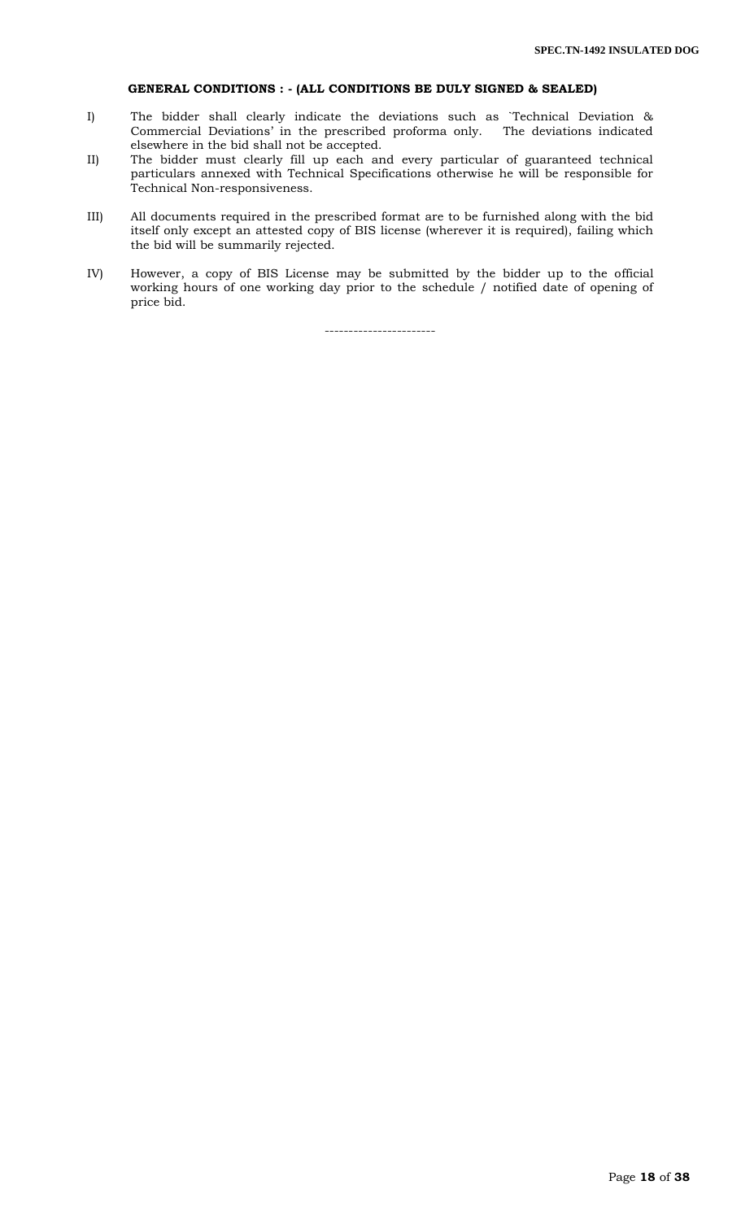**GENERAL CONDITIONS : - (ALL CONDITIONS BE DULY SIGNED & SEALED)**

I) The bidder shall clearly indicate the deviations such as `Technical Deviation & Commercial Deviations' in the prescribed proforma only. The deviations indicated elsewhere in the bid shall not be accepted.

II) The bidder must clearly fill up each and every particular of guaranteed technical particulars annexed with Technical Specifications otherwise he will be responsible for Technical Non-responsiveness.

III) All documents required in the prescribed format are to be furnished along with the bid itself only except an attested copy of BIS license (wherever it is required), failing which the bid will be summarily rejected.

IV) However, a copy of BIS License may be submitted by the bidder up to the official working hours of one working day prior to the schedule / notified date of opening of price bid.

-----------------------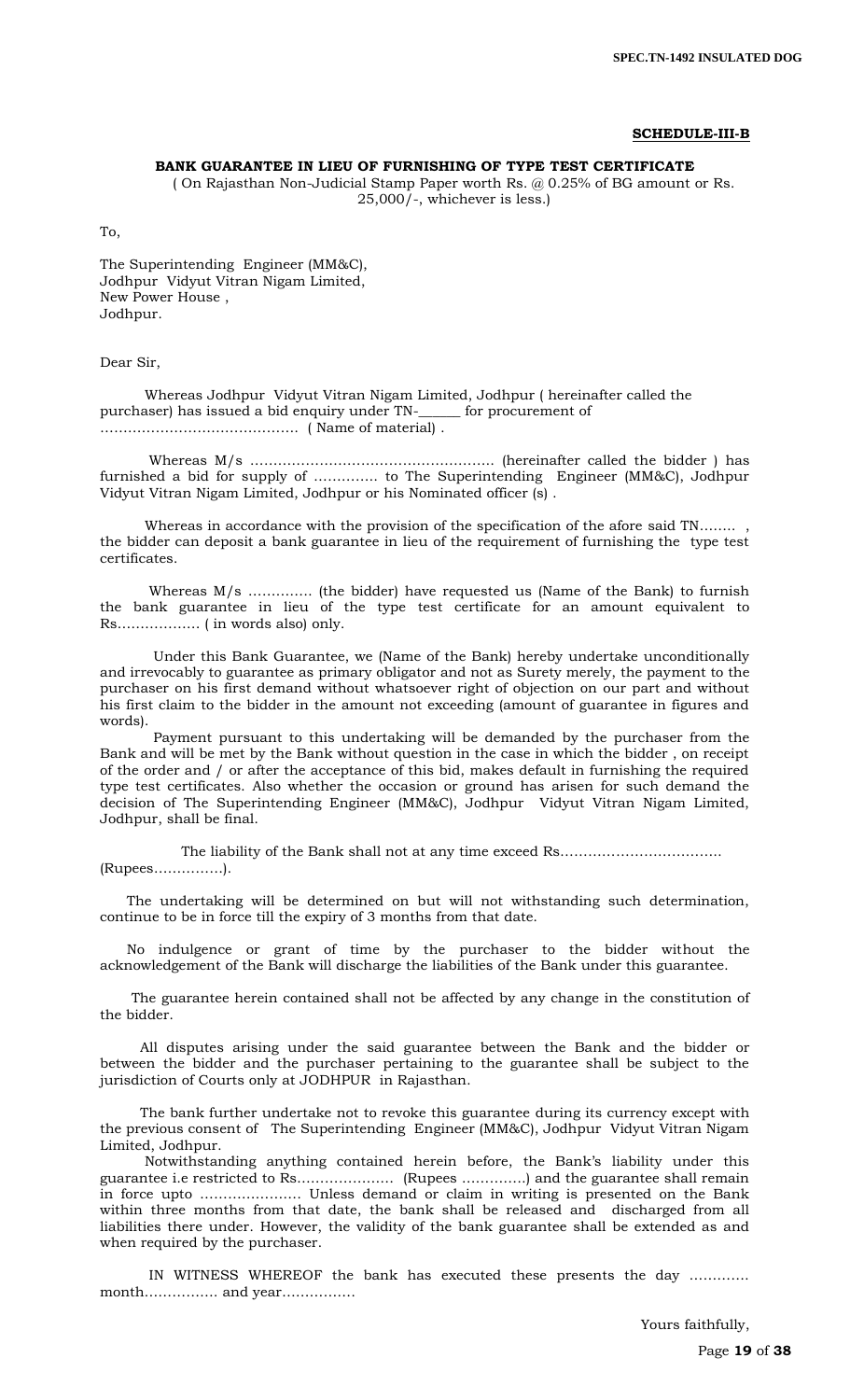**SCHEDULE-III-B**

**BANK GUARANTEE IN LIEU OF FURNISHING OF TYPE TEST CERTIFICATE**

( On Rajasthan Non-Judicial Stamp Paper worth Rs. @ 0.25% of BG amount or Rs. 25,000/-, whichever is less.)

To,

The Superintending Engineer (MM&C),
Jodhpur Vidyut Vitran Nigam Limited,
New Power House ,
Jodhpur.

Dear Sir,

Whereas Jodhpur Vidyut Vitran Nigam Limited, Jodhpur ( hereinafter called the purchaser) has issued a bid enquiry under TN-______ for procurement of …………………………………… ( Name of material) .

Whereas M/s ……………………………………………. (hereinafter called the bidder ) has furnished a bid for supply of …………. to The Superintending Engineer (MM&C), Jodhpur Vidyut Vitran Nigam Limited, Jodhpur or his Nominated officer (s) .

Whereas in accordance with the provision of the specification of the afore said TN…….. , the bidder can deposit a bank guarantee in lieu of the requirement of furnishing the type test certificates.

Whereas M/s …………. (the bidder) have requested us (Name of the Bank) to furnish the bank guarantee in lieu of the type test certificate for an amount equivalent to Rs……………. ( in words also) only.

Under this Bank Guarantee, we (Name of the Bank) hereby undertake unconditionally and irrevocably to guarantee as primary obligator and not as Surety merely, the payment to the purchaser on his first demand without whatsoever right of objection on our part and without his first claim to the bidder in the amount not exceeding (amount of guarantee in figures and words).

Payment pursuant to this undertaking will be demanded by the purchaser from the Bank and will be met by the Bank without question in the case in which the bidder , on receipt of the order and / or after the acceptance of this bid, makes default in furnishing the required type test certificates. Also whether the occasion or ground has arisen for such demand the decision of The Superintending Engineer (MM&C), Jodhpur Vidyut Vitran Nigam Limited, Jodhpur, shall be final.

The liability of the Bank shall not at any time exceed Rs…………………………….. (Rupees……………).

The undertaking will be determined on but will not withstanding such determination, continue to be in force till the expiry of 3 months from that date.

No indulgence or grant of time by the purchaser to the bidder without the acknowledgement of the Bank will discharge the liabilities of the Bank under this guarantee.

The guarantee herein contained shall not be affected by any change in the constitution of the bidder.

All disputes arising under the said guarantee between the Bank and the bidder or between the bidder and the purchaser pertaining to the guarantee shall be subject to the jurisdiction of Courts only at JODHPUR in Rajasthan.

The bank further undertake not to revoke this guarantee during its currency except with the previous consent of The Superintending Engineer (MM&C), Jodhpur Vidyut Vitran Nigam Limited, Jodhpur.

Notwithstanding anything contained herein before, the Bank's liability under this guarantee i.e restricted to Rs………………… (Rupees ………….) and the guarantee shall remain in force upto …………………. Unless demand or claim in writing is presented on the Bank within three months from that date, the bank shall be released and discharged from all liabilities there under. However, the validity of the bank guarantee shall be extended as and when required by the purchaser.

IN WITNESS WHEREOF the bank has executed these presents the day …………. month……………. and year…………….

Yours faithfully,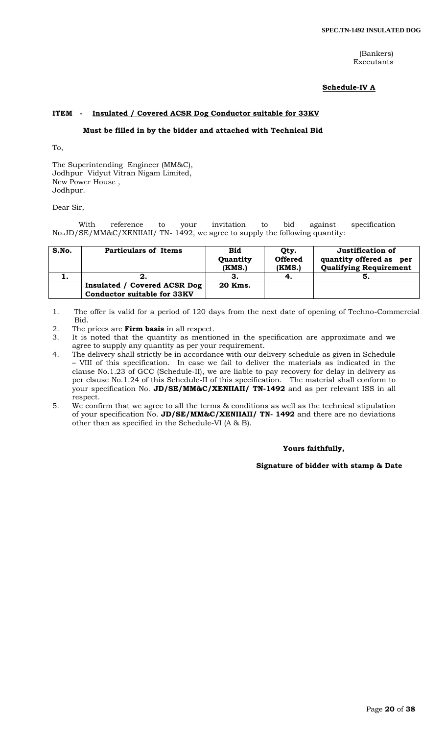(Bankers)
Executants

**Schedule-IV A**

**ITEM - Insulated / Covered ACSR Dog Conductor suitable for 33KV**

**Must be filled in by the bidder and attached with Technical Bid**

To,

The Superintending Engineer (MM&C),
Jodhpur Vidyut Vitran Nigam Limited,
New Power House ,
Jodhpur.

Dear Sir,

With reference to your invitation to bid against specification No.JD/SE/MM&C/XENIIAII/ TN- 1492, we agree to supply the following quantity:

| S.No. | Particulars of Items | Bid Quantity (KMS.) | Qty. Offered (KMS.) | Justification of quantity offered as per Qualifying Requirement |
|---|---|---|---|---|
| 1. | 2. | 3. | 4. | 5. |
| | **Insulated / Covered ACSR Dog Conductor suitable for 33KV** | **20 Kms.** | | |

1. The offer is valid for a period of 120 days from the next date of opening of Techno-Commercial Bid.
2. The prices are **Firm basis** in all respect.
3. It is noted that the quantity as mentioned in the specification are approximate and we agree to supply any quantity as per your requirement.
4. The delivery shall strictly be in accordance with our delivery schedule as given in Schedule – VIII of this specification. In case we fail to deliver the materials as indicated in the clause No.1.23 of GCC (Schedule-II), we are liable to pay recovery for delay in delivery as per clause No.1.24 of this Schedule-II of this specification. The material shall conform to your specification No. **JD/SE/MM&C/XENIIAII/ TN-1492** and as per relevant ISS in all respect.
5. We confirm that we agree to all the terms & conditions as well as the technical stipulation of your specification No. **JD/SE/MM&C/XENIIAII/ TN- 1492** and there are no deviations other than as specified in the Schedule-VI (A & B).

**Yours faithfully,**

**Signature of bidder with stamp & Date**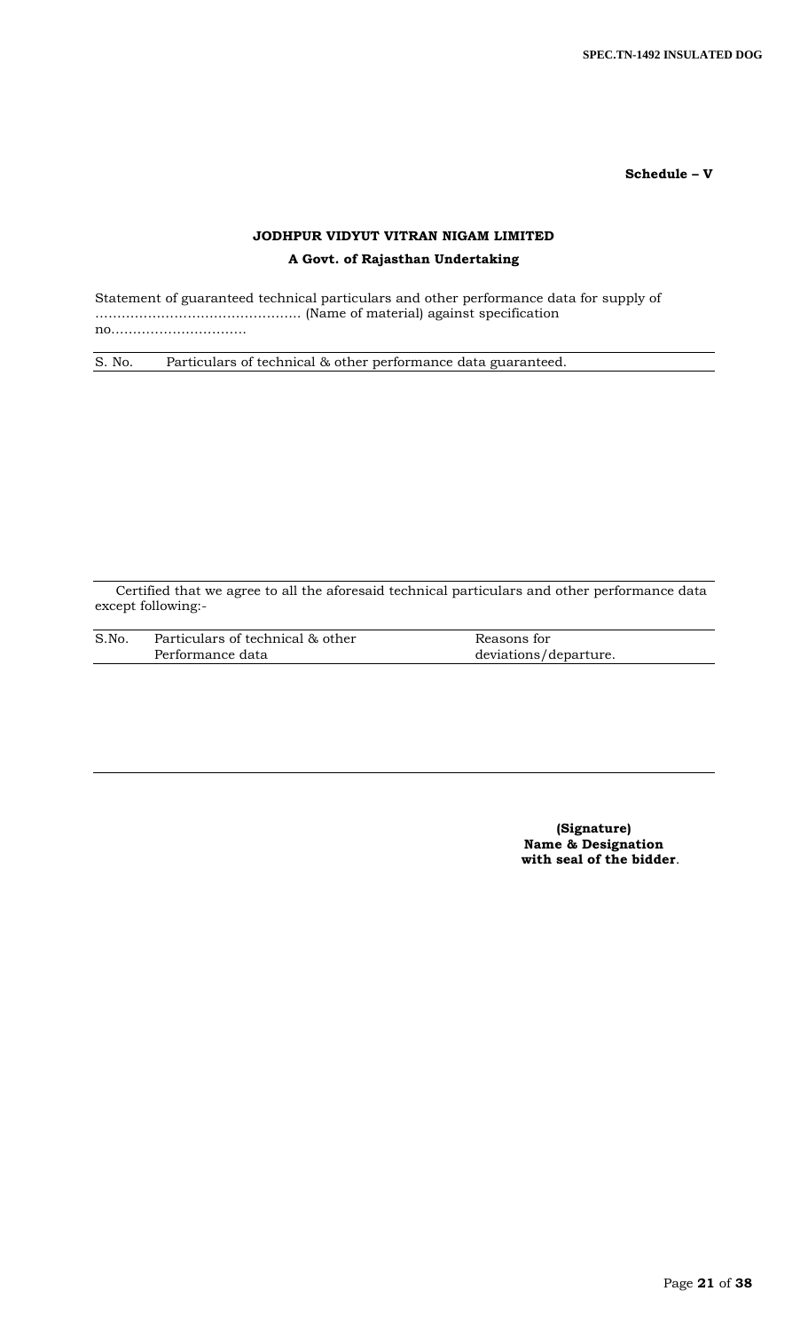**Schedule – V**

**JODHPUR VIDYUT VITRAN NIGAM LIMITED**

**A Govt. of Rajasthan Undertaking**

Statement of guaranteed technical particulars and other performance data for supply of ………………………………………. (Name of material) against specification no…………………………

| S. No. | Particulars of technical & other performance data guaranteed. |
|---|---|
| | |

Certified that we agree to all the aforesaid technical particulars and other performance data except following:-

| S.No. | Particulars of technical & other Performance data | Reasons for deviations/departure. |
|---|---|---|
| | | |

**(Signature)**
**Name & Designation**
**with seal of the bidder**.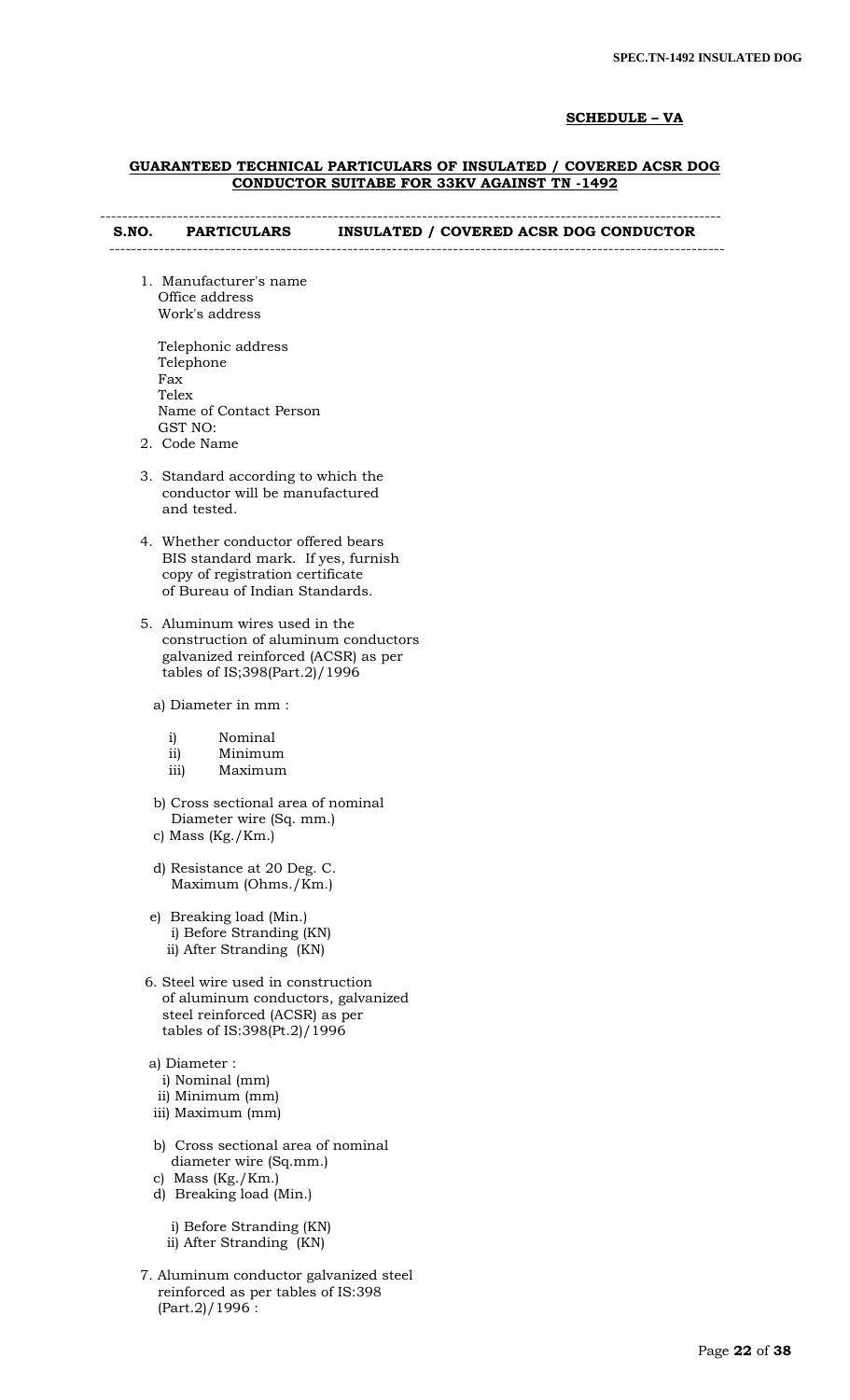**SCHEDULE – VA**

**GUARANTEED TECHNICAL PARTICULARS OF INSULATED / COVERED ACSR DOG CONDUCTOR SUITABE FOR 33KV AGAINST TN -1492**

| S.NO. | PARTICULARS | INSULATED / COVERED ACSR DOG CONDUCTOR |
|---|---|---|
| 1. | Manufacturer's name<br>Office address<br>Work's address<br><br>Telephonic address<br>Telephone<br>Fax<br>Telex<br>Name of Contact Person<br>GST NO: | |
| 2. | Code Name | |
| 3. | Standard according to which the conductor will be manufactured and tested. | |
| 4. | Whether conductor offered bears BIS standard mark. If yes, furnish copy of registration certificate of Bureau of Indian Standards. | |
| 5. | Aluminum wires used in the construction of aluminum conductors galvanized reinforced (ACSR) as per tables of IS;398(Part.2)/1996 | |
| | a) Diameter in mm :<br>i) Nominal<br>ii) Minimum<br>iii) Maximum | |
| | b) Cross sectional area of nominal Diameter wire (Sq. mm.) | |
| | c) Mass (Kg./Km.) | |
| | d) Resistance at 20 Deg. C. Maximum (Ohms./Km.) | |
| | e) Breaking load (Min.)<br>i) Before Stranding (KN)<br>ii) After Stranding (KN) | |
| 6. | Steel wire used in construction of aluminum conductors, galvanized steel reinforced (ACSR) as per tables of IS:398(Pt.2)/1996 | |
| | a) Diameter :<br>i) Nominal (mm)<br>ii) Minimum (mm)<br>iii) Maximum (mm) | |
| | b) Cross sectional area of nominal diameter wire (Sq.mm.) | |
| | c) Mass (Kg./Km.) | |
| | d) Breaking load (Min.)<br>i) Before Stranding (KN)<br>ii) After Stranding (KN) | |
| 7. | Aluminum conductor galvanized steel reinforced as per tables of IS:398 (Part.2)/1996 : | |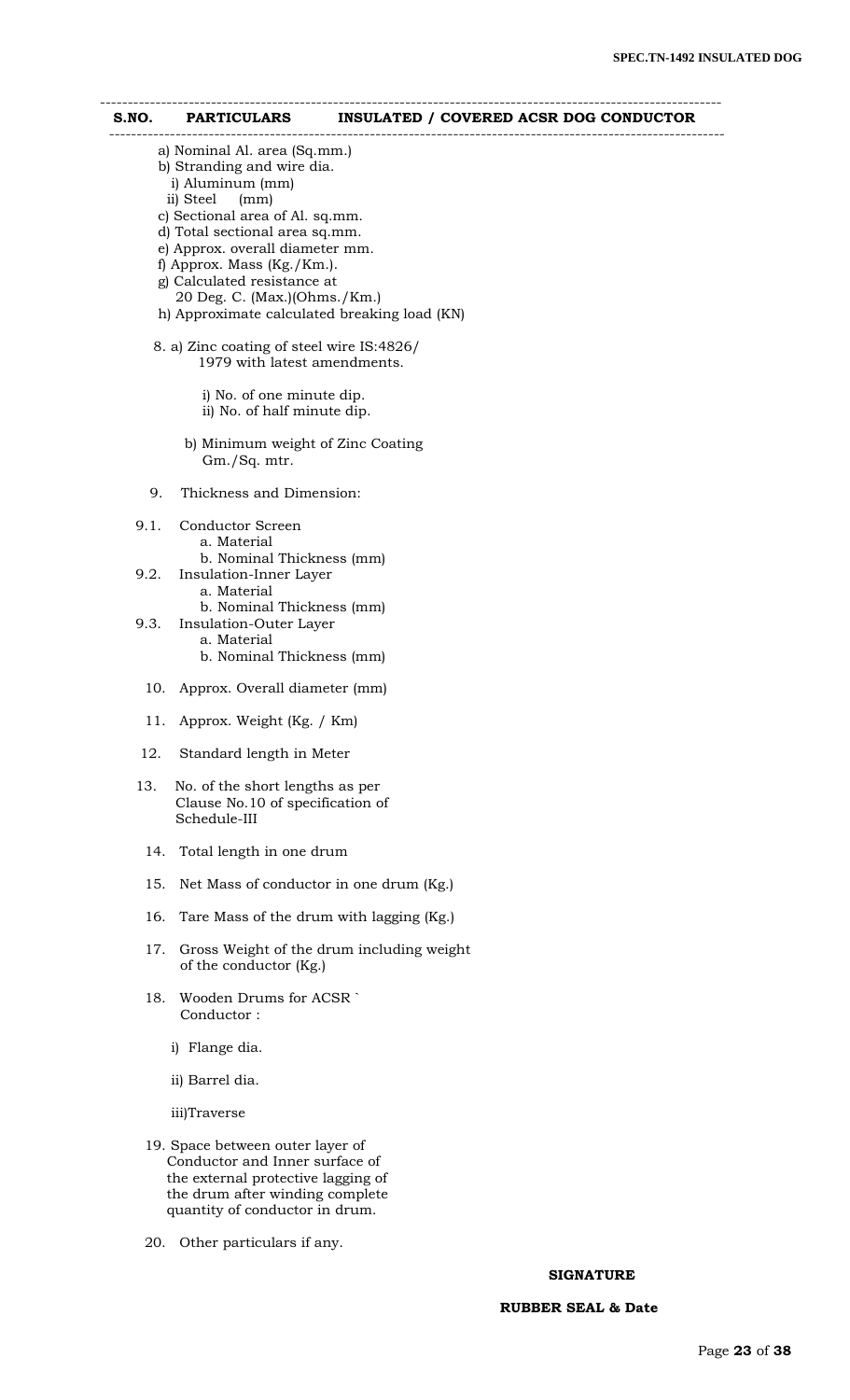| S.NO. | PARTICULARS | INSULATED / COVERED ACSR DOG CONDUCTOR |
|---|---|---|
| | a) Nominal Al. area (Sq.mm.) | |
| | b) Stranding and wire dia. | |
| | i) Aluminum (mm) | |
| | ii) Steel (mm) | |
| | c) Sectional area of Al. sq.mm. | |
| | d) Total sectional area sq.mm. | |
| | e) Approx. overall diameter mm. | |
| | f) Approx. Mass (Kg./Km.). | |
| | g) Calculated resistance at 20 Deg. C. (Max.)(Ohms./Km.) | |
| | h) Approximate calculated breaking load (KN) | |
| 8. | a) Zinc coating of steel wire IS:4826/ 1979 with latest amendments. | |
| | i) No. of one minute dip. | |
| | ii) No. of half minute dip. | |
| | b) Minimum weight of Zinc Coating Gm./Sq. mtr. | |
| 9. | Thickness and Dimension: | |
| 9.1. | Conductor Screen | |
| | a. Material | |
| | b. Nominal Thickness (mm) | |
| 9.2. | Insulation-Inner Layer | |
| | a. Material | |
| | b. Nominal Thickness (mm) | |
| 9.3. | Insulation-Outer Layer | |
| | a. Material | |
| | b. Nominal Thickness (mm) | |
| 10. | Approx. Overall diameter (mm) | |
| 11. | Approx. Weight (Kg. / Km) | |
| 12. | Standard length in Meter | |
| 13. | No. of the short lengths as per Clause No.10 of specification of Schedule-III | |
| 14. | Total length in one drum | |
| 15. | Net Mass of conductor in one drum (Kg.) | |
| 16. | Tare Mass of the drum with lagging (Kg.) | |
| 17. | Gross Weight of the drum including weight of the conductor (Kg.) | |
| 18. | Wooden Drums for ACSR ` Conductor : | |
| | i) Flange dia. | |
| | ii) Barrel dia. | |
| | iii)Traverse | |
| 19. | Space between outer layer of Conductor and Inner surface of the external protective lagging of the drum after winding complete quantity of conductor in drum. | |
| 20. | Other particulars if any. | |

**SIGNATURE**

**RUBBER SEAL & Date**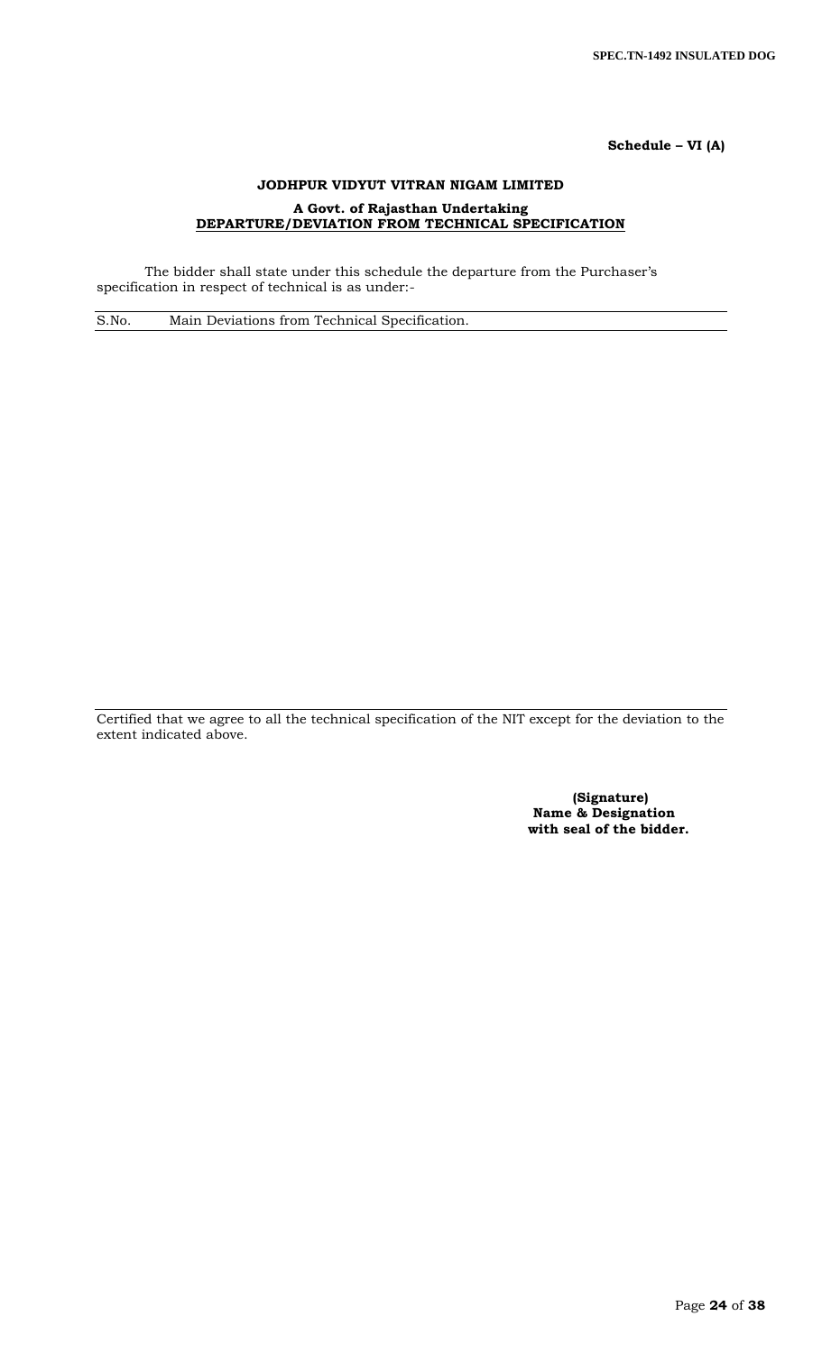**Schedule – VI (A)**

**JODHPUR VIDYUT VITRAN NIGAM LIMITED**

**A Govt. of Rajasthan Undertaking**

**DEPARTURE/DEVIATION FROM TECHNICAL SPECIFICATION**

The bidder shall state under this schedule the departure from the Purchaser's specification in respect of technical is as under:-

| S.No. | Main Deviations from Technical Specification. |
|---|---|
| | |

Certified that we agree to all the technical specification of the NIT except for the deviation to the extent indicated above.

**(Signature)**
**Name & Designation**
**with seal of the bidder.**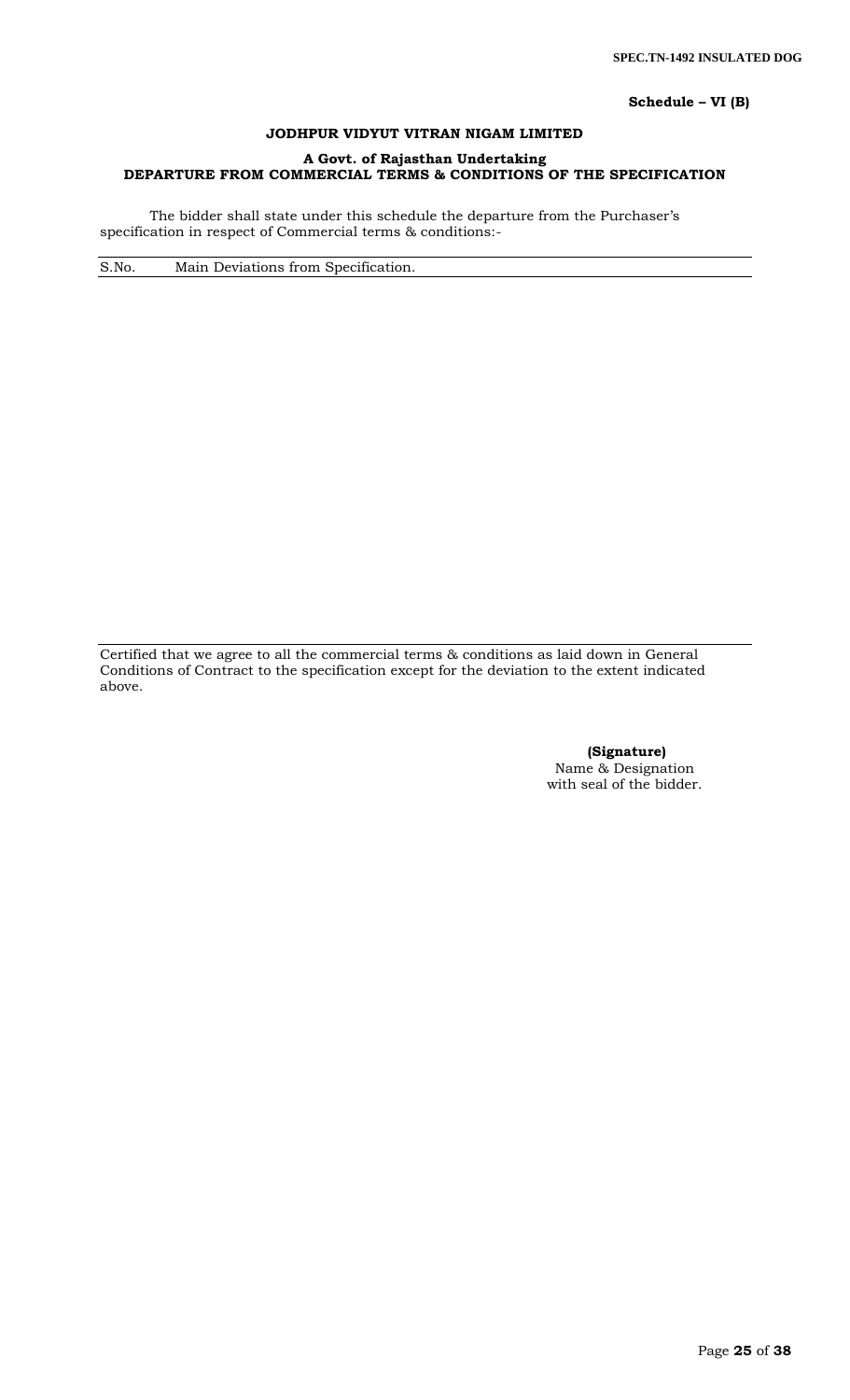**Schedule – VI (B)**

**JODHPUR VIDYUT VITRAN NIGAM LIMITED**

**A Govt. of Rajasthan Undertaking**
**DEPARTURE FROM COMMERCIAL TERMS & CONDITIONS OF THE SPECIFICATION**

The bidder shall state under this schedule the departure from the Purchaser's specification in respect of Commercial terms & conditions:-

| S.No. | Main Deviations from Specification. |
|---|---|
| | |

Certified that we agree to all the commercial terms & conditions as laid down in General Conditions of Contract to the specification except for the deviation to the extent indicated above.

**(Signature)**
Name & Designation
with seal of the bidder.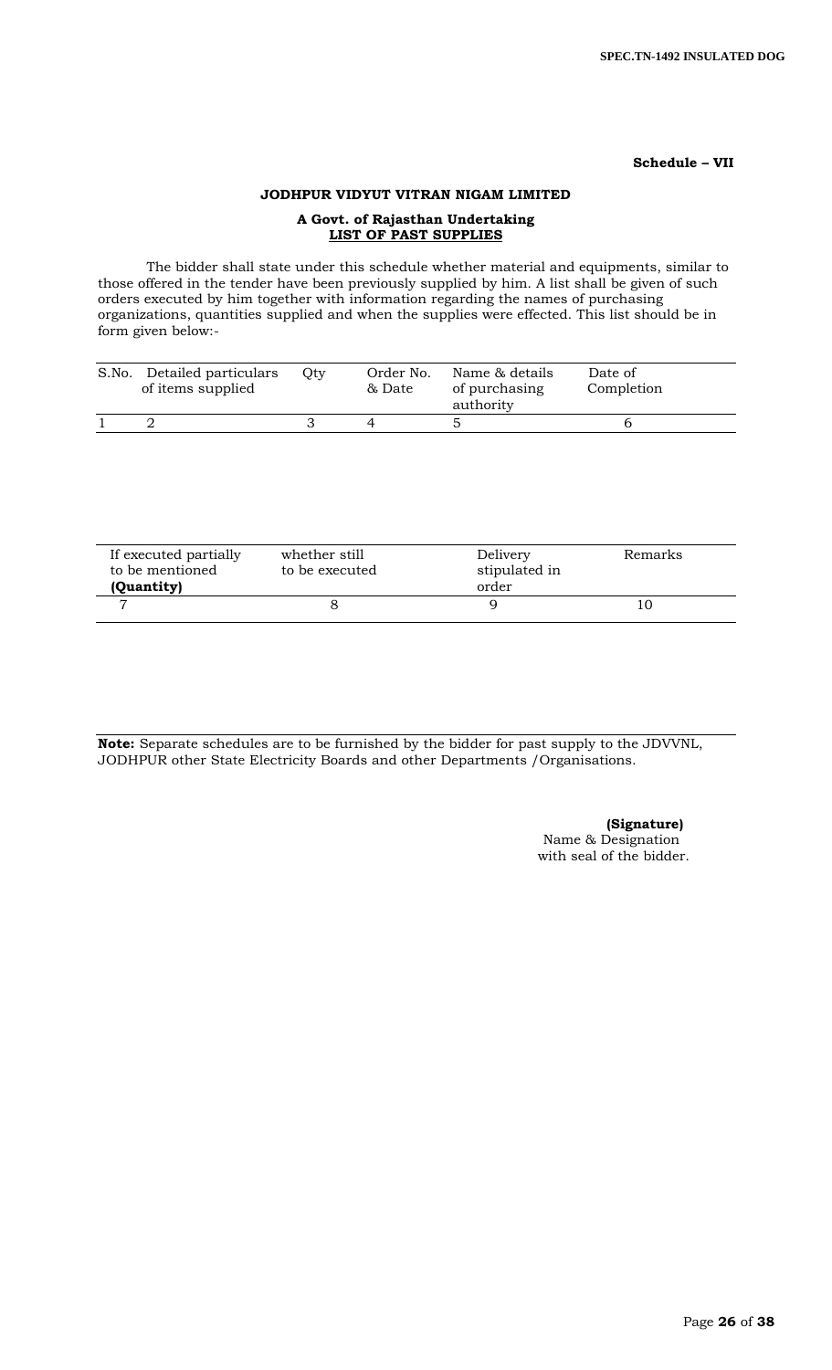**Schedule – VII**

**JODHPUR VIDYUT VITRAN NIGAM LIMITED**

**A Govt. of Rajasthan Undertaking**
**LIST OF PAST SUPPLIES**

The bidder shall state under this schedule whether material and equipments, similar to those offered in the tender have been previously supplied by him. A list shall be given of such orders executed by him together with information regarding the names of purchasing organizations, quantities supplied and when the supplies were effected. This list should be in form given below:-

| S.No. | Detailed particulars of items supplied | Qty | Order No. & Date | Name & details of purchasing authority | Date of Completion |
|---|---|---|---|---|---|
| 1 | 2 | 3 | 4 | 5 | 6 |

| If executed partially to be mentioned **(Quantity)** | whether still to be executed | Delivery stipulated in order | Remarks |
|---|---|---|---|
| 7 | 8 | 9 | 10 |

**Note:** Separate schedules are to be furnished by the bidder for past supply to the JDVVNL, JODHPUR other State Electricity Boards and other Departments /Organisations.

**(Signature)**
Name & Designation
with seal of the bidder.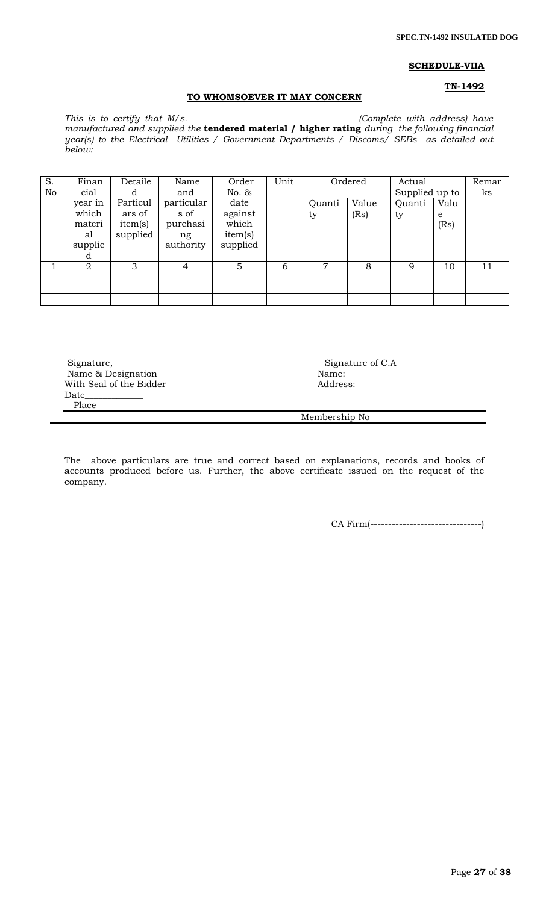**SCHEDULE-VIIA**

**TN-1492**

**TO WHOMSOEVER IT MAY CONCERN**

*This is to certify that M/s. ___________________________________ (Complete with address) have manufactured and supplied the* **tendered material / higher rating** *during the following financial year(s) to the Electrical Utilities / Government Departments / Discoms/ SEBs as detailed out below:*

| S. No | Financial year in which material supplied | Detailed Particulars of item(s) supplied | Name and particulars of purchasing authority | Order No. & date against which item(s) supplied | Unit | Ordered | | Actual Supplied up to | | Remarks |
|---|---|---|---|---|---|---|---|---|---|---|
| | | | | | | Quantity | Value (Rs) | Quantity | Value (Rs) | |
| 1 | 2 | 3 | 4 | 5 | 6 | 7 | 8 | 9 | 10 | 11 |
| | | | | | | | | | | |
| | | | | | | | | | | |
| | | | | | | | | | | |

Signature,
Name & Designation
With Seal of the Bidder
Date____________
Place____________

Signature of C.A
Name:
Address:

Membership No

The above particulars are true and correct based on explanations, records and books of accounts produced before us. Further, the above certificate issued on the request of the company.

CA Firm(-------------------------------)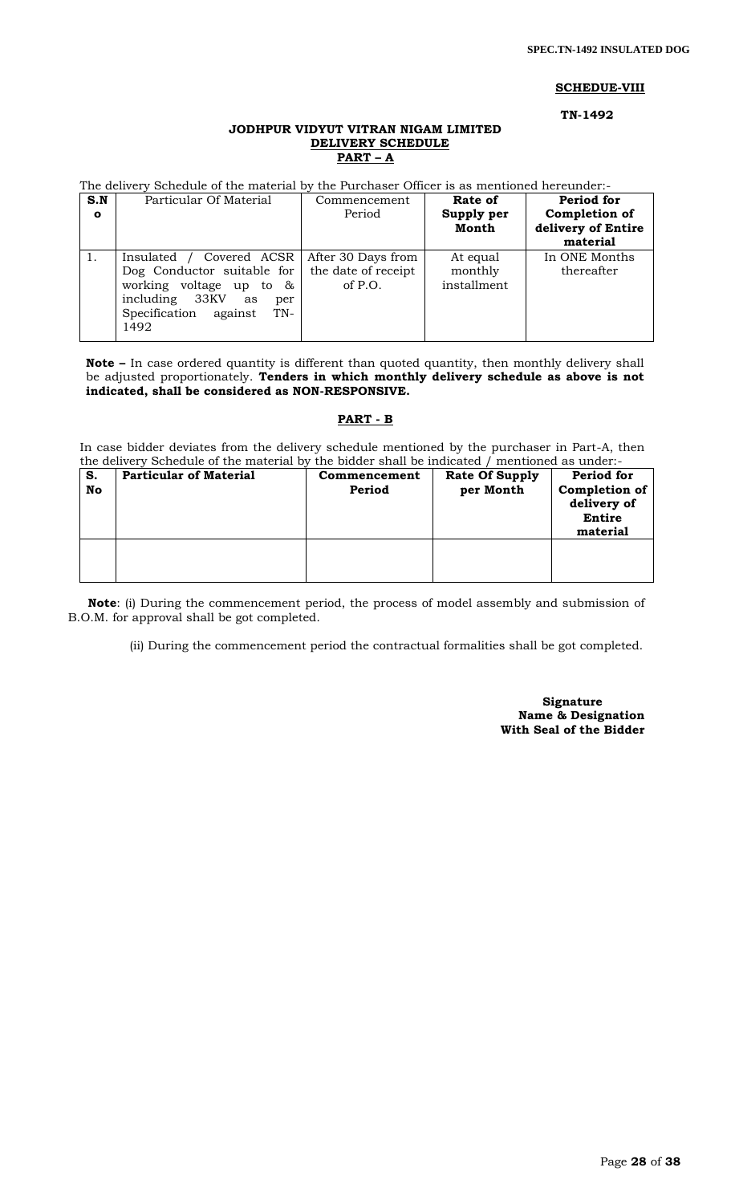**SCHEDUE-VIII**

**TN-1492**

**JODHPUR VIDYUT VITRAN NIGAM LIMITED**
**DELIVERY SCHEDULE**
**PART – A**

The delivery Schedule of the material by the Purchaser Officer is as mentioned hereunder:-

| S.No | Particular Of Material | Commencement Period | Rate of Supply per Month | Period for Completion of delivery of Entire material |
|---|---|---|---|---|
| 1. | Insulated / Covered ACSR Dog Conductor suitable for working voltage up to & including 33KV as per Specification against TN-1492 | After 30 Days from the date of receipt of P.O. | At equal monthly installment | In ONE Months thereafter |

**Note –** In case ordered quantity is different than quoted quantity, then monthly delivery shall be adjusted proportionately. **Tenders in which monthly delivery schedule as above is not indicated, shall be considered as NON-RESPONSIVE.**

**PART - B**

In case bidder deviates from the delivery schedule mentioned by the purchaser in Part-A, then the delivery Schedule of the material by the bidder shall be indicated / mentioned as under:-

| S. No | Particular of Material | Commencement Period | Rate Of Supply per Month | Period for Completion of delivery of Entire material |
|---|---|---|---|---|
| | | | | |

**Note**: (i) During the commencement period, the process of model assembly and submission of B.O.M. for approval shall be got completed.

(ii) During the commencement period the contractual formalities shall be got completed.

**Signature**
**Name & Designation**
**With Seal of the Bidder**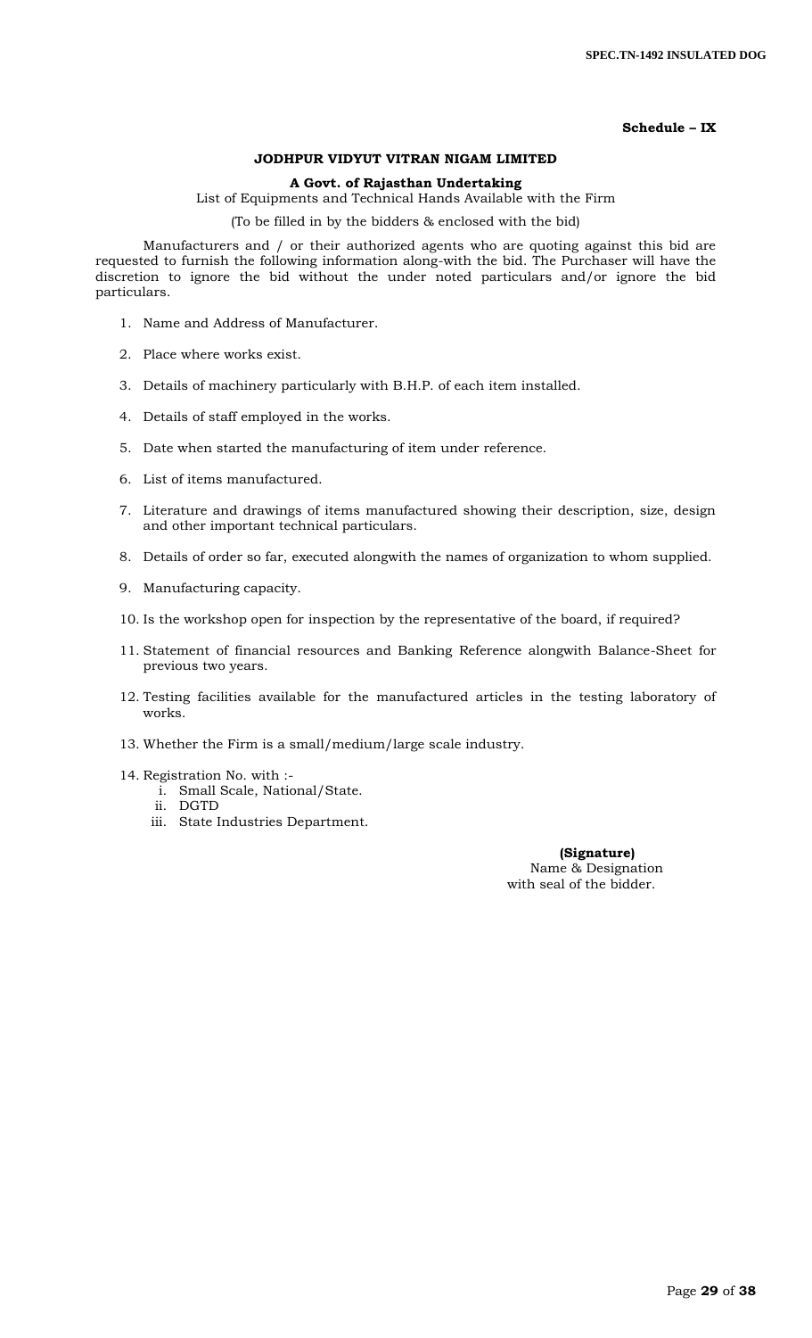**Schedule – IX**

**JODHPUR VIDYUT VITRAN NIGAM LIMITED**

**A Govt. of Rajasthan Undertaking**

List of Equipments and Technical Hands Available with the Firm

(To be filled in by the bidders & enclosed with the bid)

Manufacturers and / or their authorized agents who are quoting against this bid are requested to furnish the following information along-with the bid. The Purchaser will have the discretion to ignore the bid without the under noted particulars and/or ignore the bid particulars.

1. Name and Address of Manufacturer.
2. Place where works exist.
3. Details of machinery particularly with B.H.P. of each item installed.
4. Details of staff employed in the works.
5. Date when started the manufacturing of item under reference.
6. List of items manufactured.
7. Literature and drawings of items manufactured showing their description, size, design and other important technical particulars.
8. Details of order so far, executed alongwith the names of organization to whom supplied.
9. Manufacturing capacity.
10. Is the workshop open for inspection by the representative of the board, if required?
11. Statement of financial resources and Banking Reference alongwith Balance-Sheet for previous two years.
12. Testing facilities available for the manufactured articles in the testing laboratory of works.
13. Whether the Firm is a small/medium/large scale industry.
14. Registration No. with :-
    1. Small Scale, National/State.
    2. DGTD
    3. State Industries Department.

**(Signature)**
Name & Designation
with seal of the bidder.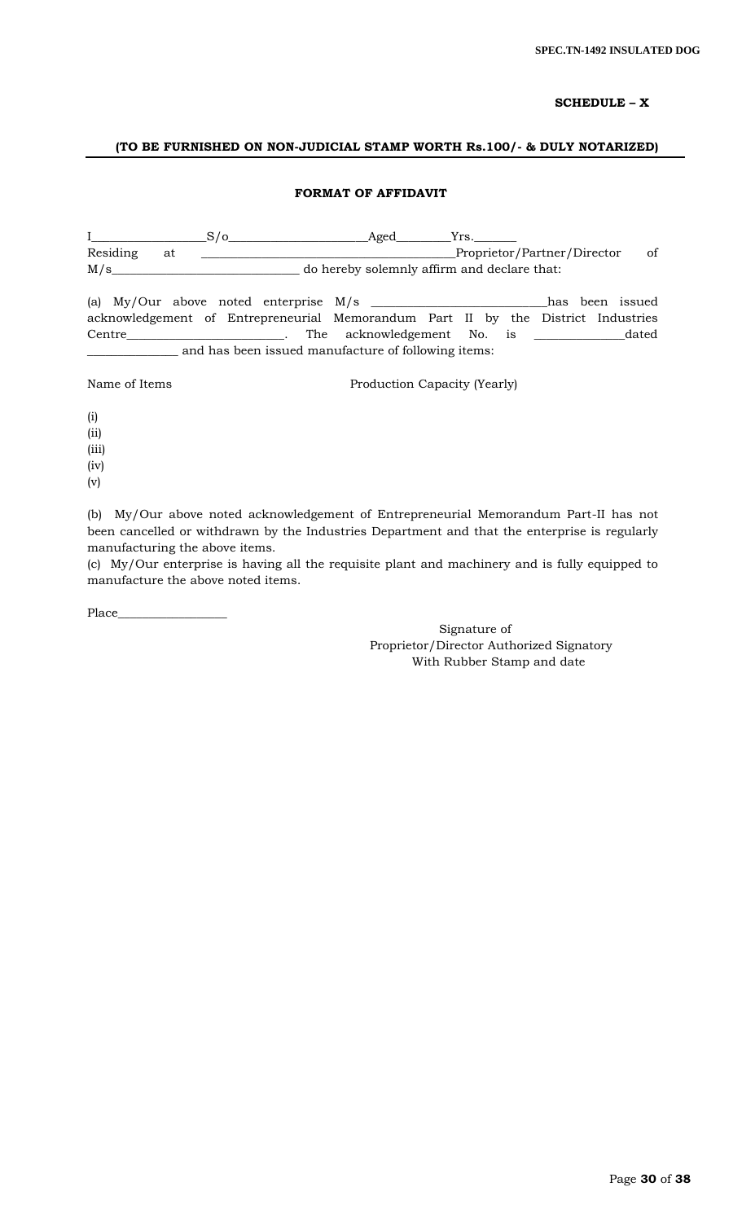**SCHEDULE – X**

**(TO BE FURNISHED ON NON-JUDICIAL STAMP WORTH Rs.100/- & DULY NOTARIZED)**

**FORMAT OF AFFIDAVIT**

I_________________S/o_____________________Aged________Yrs.______ Residing at _______________________________________Proprietor/Partner/Director of M/s_____________________________ do hereby solemnly affirm and declare that:

(a) My/Our above noted enterprise M/s ___________________________has been issued acknowledgement of Entrepreneurial Memorandum Part II by the District Industries Centre________________________. The acknowledgement No. is ______________dated ______________ and has been issued manufacture of following items:

Name of Items                                        Production Capacity (Yearly)

(i)
(ii)
(iii)
(iv)
(v)

(b) My/Our above noted acknowledgement of Entrepreneurial Memorandum Part-II has not been cancelled or withdrawn by the Industries Department and that the enterprise is regularly manufacturing the above items.
(c) My/Our enterprise is having all the requisite plant and machinery and is fully equipped to manufacture the above noted items.

Place_________________

Signature of
Proprietor/Director Authorized Signatory
With Rubber Stamp and date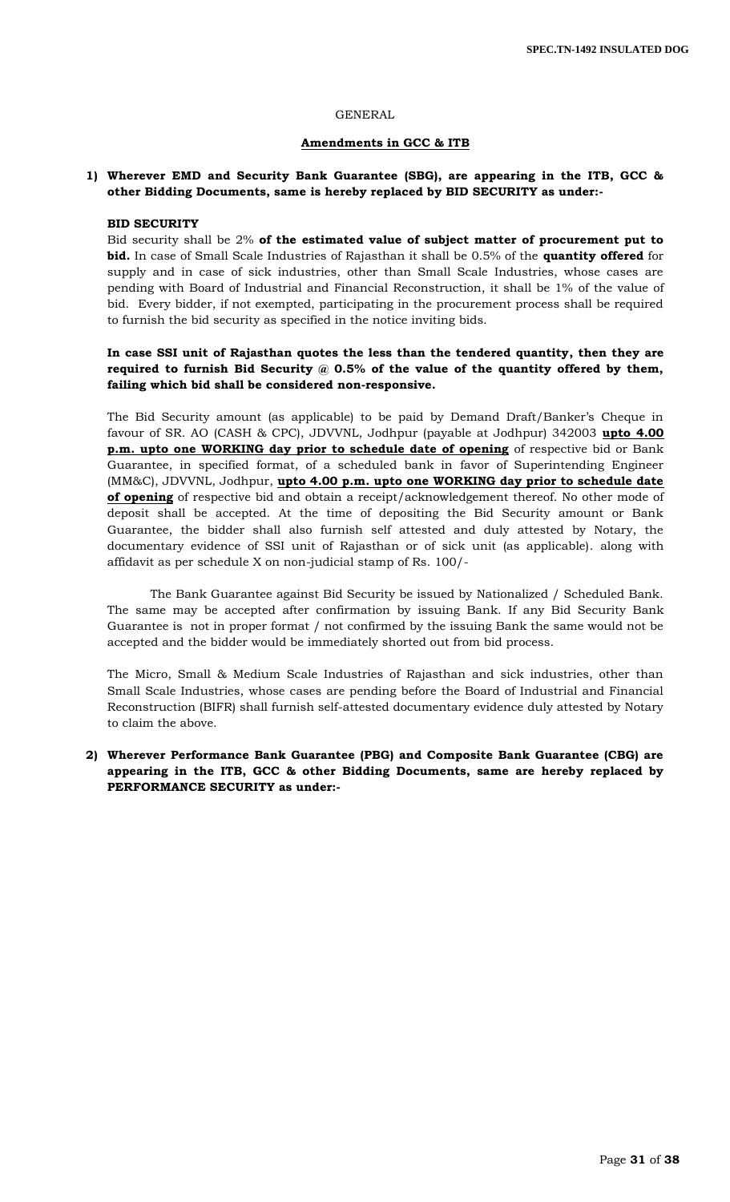GENERAL

**Amendments in GCC & ITB**

**1) Wherever EMD and Security Bank Guarantee (SBG), are appearing in the ITB, GCC & other Bidding Documents, same is hereby replaced by BID SECURITY as under:-**

**BID SECURITY**

Bid security shall be 2% **of the estimated value of subject matter of procurement put to bid.** In case of Small Scale Industries of Rajasthan it shall be 0.5% of the **quantity offered** for supply and in case of sick industries, other than Small Scale Industries, whose cases are pending with Board of Industrial and Financial Reconstruction, it shall be 1% of the value of bid. Every bidder, if not exempted, participating in the procurement process shall be required to furnish the bid security as specified in the notice inviting bids.

**In case SSI unit of Rajasthan quotes the less than the tendered quantity, then they are required to furnish Bid Security @ 0.5% of the value of the quantity offered by them, failing which bid shall be considered non-responsive.**

The Bid Security amount (as applicable) to be paid by Demand Draft/Banker's Cheque in favour of SR. AO (CASH & CPC), JDVVNL, Jodhpur (payable at Jodhpur) 342003 **upto 4.00 p.m. upto one WORKING day prior to schedule date of opening** of respective bid or Bank Guarantee, in specified format, of a scheduled bank in favor of Superintending Engineer (MM&C), JDVVNL, Jodhpur, **upto 4.00 p.m. upto one WORKING day prior to schedule date of opening** of respective bid and obtain a receipt/acknowledgement thereof. No other mode of deposit shall be accepted. At the time of depositing the Bid Security amount or Bank Guarantee, the bidder shall also furnish self attested and duly attested by Notary, the documentary evidence of SSI unit of Rajasthan or of sick unit (as applicable). along with affidavit as per schedule X on non-judicial stamp of Rs. 100/-

The Bank Guarantee against Bid Security be issued by Nationalized / Scheduled Bank. The same may be accepted after confirmation by issuing Bank. If any Bid Security Bank Guarantee is not in proper format / not confirmed by the issuing Bank the same would not be accepted and the bidder would be immediately shorted out from bid process.

The Micro, Small & Medium Scale Industries of Rajasthan and sick industries, other than Small Scale Industries, whose cases are pending before the Board of Industrial and Financial Reconstruction (BIFR) shall furnish self-attested documentary evidence duly attested by Notary to claim the above.

**2) Wherever Performance Bank Guarantee (PBG) and Composite Bank Guarantee (CBG) are appearing in the ITB, GCC & other Bidding Documents, same are hereby replaced by PERFORMANCE SECURITY as under:-**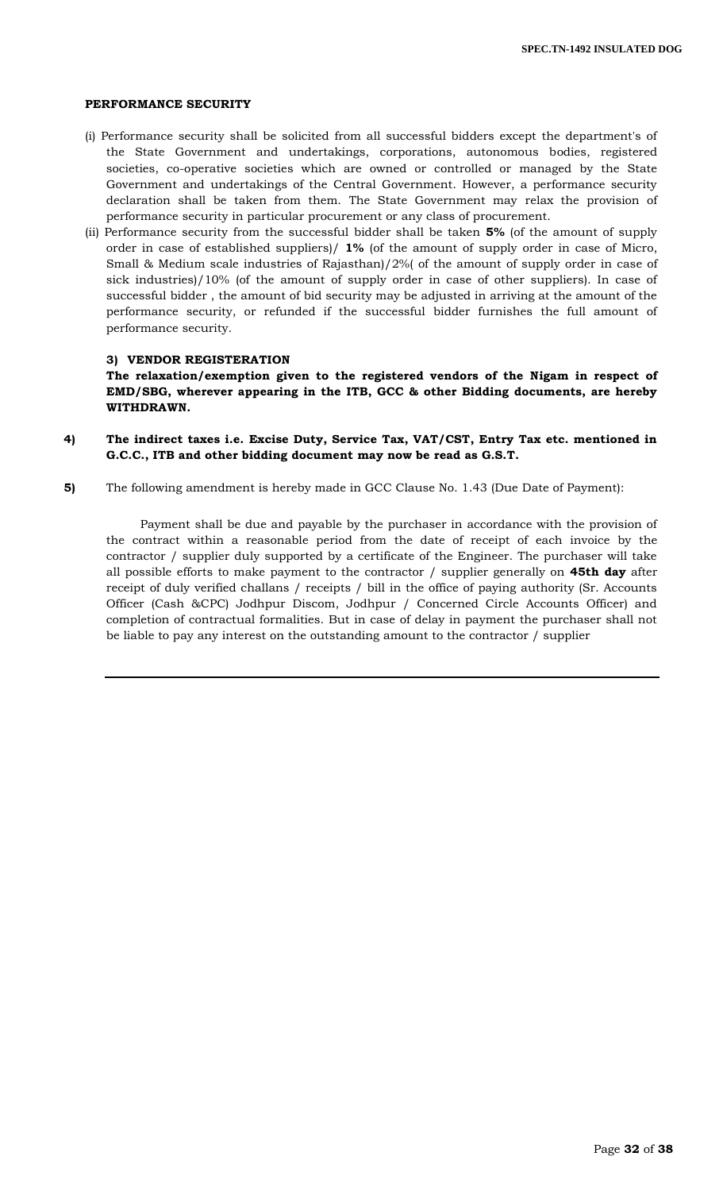**PERFORMANCE SECURITY**

(i) Performance security shall be solicited from all successful bidders except the department's of the State Government and undertakings, corporations, autonomous bodies, registered societies, co-operative societies which are owned or controlled or managed by the State Government and undertakings of the Central Government. However, a performance security declaration shall be taken from them. The State Government may relax the provision of performance security in particular procurement or any class of procurement.

(ii) Performance security from the successful bidder shall be taken **5%** (of the amount of supply order in case of established suppliers)/ **1%** (of the amount of supply order in case of Micro, Small & Medium scale industries of Rajasthan)/2%( of the amount of supply order in case of sick industries)/10% (of the amount of supply order in case of other suppliers). In case of successful bidder , the amount of bid security may be adjusted in arriving at the amount of the performance security, or refunded if the successful bidder furnishes the full amount of performance security.

**3) VENDOR REGISTERATION**

**The relaxation/exemption given to the registered vendors of the Nigam in respect of EMD/SBG, wherever appearing in the ITB, GCC & other Bidding documents, are hereby WITHDRAWN.**

**4) The indirect taxes i.e. Excise Duty, Service Tax, VAT/CST, Entry Tax etc. mentioned in G.C.C., ITB and other bidding document may now be read as G.S.T.**

**5)** The following amendment is hereby made in GCC Clause No. 1.43 (Due Date of Payment):

Payment shall be due and payable by the purchaser in accordance with the provision of the contract within a reasonable period from the date of receipt of each invoice by the contractor / supplier duly supported by a certificate of the Engineer. The purchaser will take all possible efforts to make payment to the contractor / supplier generally on **45th day** after receipt of duly verified challans / receipts / bill in the office of paying authority (Sr. Accounts Officer (Cash &CPC) Jodhpur Discom, Jodhpur / Concerned Circle Accounts Officer) and completion of contractual formalities. But in case of delay in payment the purchaser shall not be liable to pay any interest on the outstanding amount to the contractor / supplier

---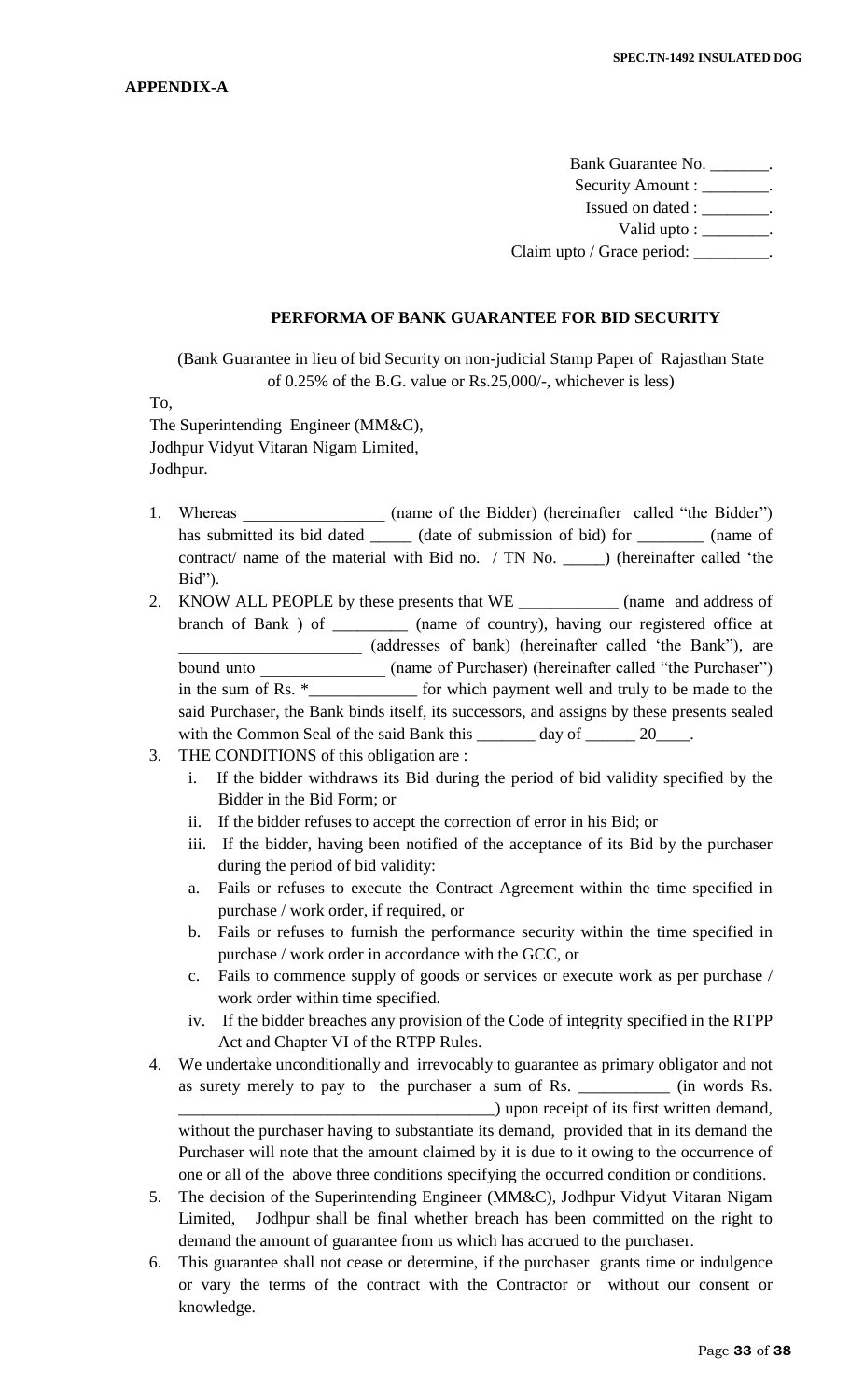**APPENDIX-A**

Bank Guarantee No. _______.
Security Amount : ________.
Issued on dated : ________.
Valid upto : ________.
Claim upto / Grace period: _________.

**PERFORMA OF BANK GUARANTEE FOR BID SECURITY**

(Bank Guarantee in lieu of bid Security on non-judicial Stamp Paper of Rajasthan State of 0.25% of the B.G. value or Rs.25,000/-, whichever is less)

To,
The Superintending Engineer (MM&C),
Jodhpur Vidyut Vitaran Nigam Limited,
Jodhpur.

1. Whereas _________________ (name of the Bidder) (hereinafter called "the Bidder") has submitted its bid dated _____ (date of submission of bid) for ________ (name of contract/ name of the material with Bid no. / TN No. _____) (hereinafter called 'the Bid").
2. KNOW ALL PEOPLE by these presents that WE ____________ (name and address of branch of Bank ) of _________ (name of country), having our registered office at ______________________ (addresses of bank) (hereinafter called 'the Bank"), are bound unto _______________ (name of Purchaser) (hereinafter called "the Purchaser") in the sum of Rs. *_____________ for which payment well and truly to be made to the said Purchaser, the Bank binds itself, its successors, and assigns by these presents sealed with the Common Seal of the said Bank this _______ day of ______ 20____.
3. THE CONDITIONS of this obligation are :
   i. If the bidder withdraws its Bid during the period of bid validity specified by the Bidder in the Bid Form; or
   ii. If the bidder refuses to accept the correction of error in his Bid; or
   iii. If the bidder, having been notified of the acceptance of its Bid by the purchaser during the period of bid validity:
   a. Fails or refuses to execute the Contract Agreement within the time specified in purchase / work order, if required, or
   b. Fails or refuses to furnish the performance security within the time specified in purchase / work order in accordance with the GCC, or
   c. Fails to commence supply of goods or services or execute work as per purchase / work order within time specified.
   iv. If the bidder breaches any provision of the Code of integrity specified in the RTPP Act and Chapter VI of the RTPP Rules.
4. We undertake unconditionally and irrevocably to guarantee as primary obligator and not as surety merely to pay to the purchaser a sum of Rs. ___________ (in words Rs. ______________________________________) upon receipt of its first written demand, without the purchaser having to substantiate its demand, provided that in its demand the Purchaser will note that the amount claimed by it is due to it owing to the occurrence of one or all of the above three conditions specifying the occurred condition or conditions.
5. The decision of the Superintending Engineer (MM&C), Jodhpur Vidyut Vitaran Nigam Limited, Jodhpur shall be final whether breach has been committed on the right to demand the amount of guarantee from us which has accrued to the purchaser.
6. This guarantee shall not cease or determine, if the purchaser grants time or indulgence or vary the terms of the contract with the Contractor or without our consent or knowledge.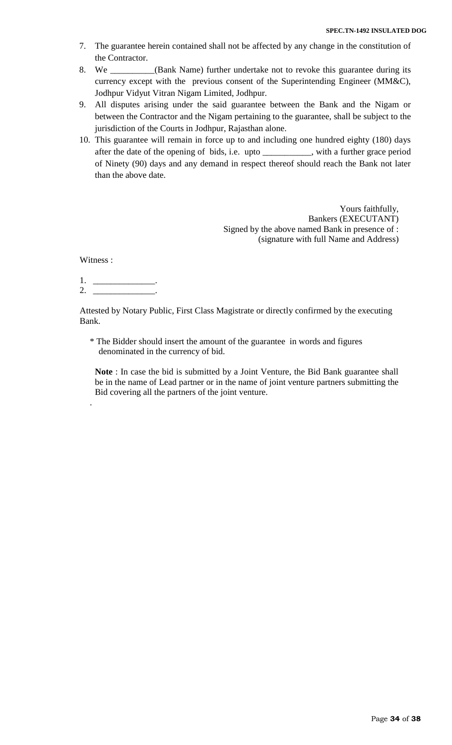7. The guarantee herein contained shall not be affected by any change in the constitution of the Contractor.
8. We __________(Bank Name) further undertake not to revoke this guarantee during its currency except with the previous consent of the Superintending Engineer (MM&C), Jodhpur Vidyut Vitran Nigam Limited, Jodhpur.
9. All disputes arising under the said guarantee between the Bank and the Nigam or between the Contractor and the Nigam pertaining to the guarantee, shall be subject to the jurisdiction of the Courts in Jodhpur, Rajasthan alone.
10. This guarantee will remain in force up to and including one hundred eighty (180) days after the date of the opening of bids, i.e. upto ___________, with a further grace period of Ninety (90) days and any demand in respect thereof should reach the Bank not later than the above date.

Yours faithfully,
Bankers (EXECUTANT)
Signed by the above named Bank in presence of :
(signature with full Name and Address)

Witness :

1. ______________.
2. ______________.

Attested by Notary Public, First Class Magistrate or directly confirmed by the executing Bank.

\* The Bidder should insert the amount of the guarantee in words and figures denominated in the currency of bid.

**Note** : In case the bid is submitted by a Joint Venture, the Bid Bank guarantee shall be in the name of Lead partner or in the name of joint venture partners submitting the Bid covering all the partners of the joint venture.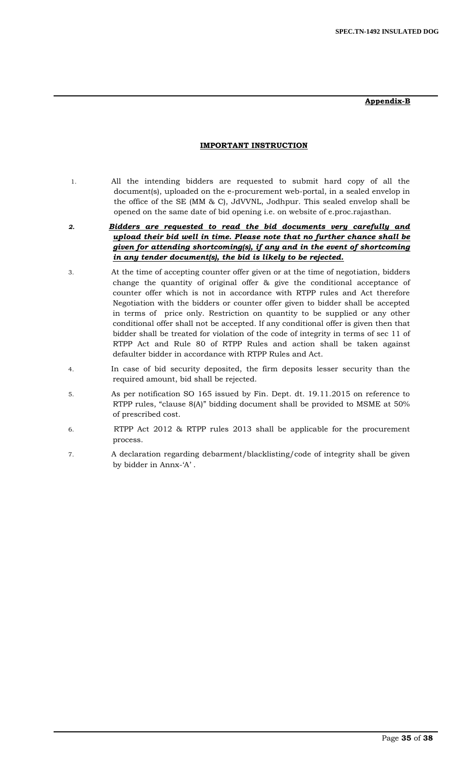**Appendix-B**

## IMPORTANT INSTRUCTION

1. All the intending bidders are requested to submit hard copy of all the document(s), uploaded on the e-procurement web-portal, in a sealed envelop in the office of the SE (MM & C), JdVVNL, Jodhpur. This sealed envelop shall be opened on the same date of bid opening i.e. on website of e.proc.rajasthan.

2. ***Bidders are requested to read the bid documents very carefully and upload their bid well in time. Please note that no further chance shall be given for attending shortcoming(s), if any and in the event of shortcoming in any tender document(s), the bid is likely to be rejected.***

3. At the time of accepting counter offer given or at the time of negotiation, bidders change the quantity of original offer & give the conditional acceptance of counter offer which is not in accordance with RTPP rules and Act therefore Negotiation with the bidders or counter offer given to bidder shall be accepted in terms of price only. Restriction on quantity to be supplied or any other conditional offer shall not be accepted. If any conditional offer is given then that bidder shall be treated for violation of the code of integrity in terms of sec 11 of RTPP Act and Rule 80 of RTPP Rules and action shall be taken against defaulter bidder in accordance with RTPP Rules and Act.

4. In case of bid security deposited, the firm deposits lesser security than the required amount, bid shall be rejected.

5. As per notification SO 165 issued by Fin. Dept. dt. 19.11.2015 on reference to RTPP rules, "clause 8(A)" bidding document shall be provided to MSME at 50% of prescribed cost.

6. RTPP Act 2012 & RTPP rules 2013 shall be applicable for the procurement process.

7. A declaration regarding debarment/blacklisting/code of integrity shall be given by bidder in Annx-'A' .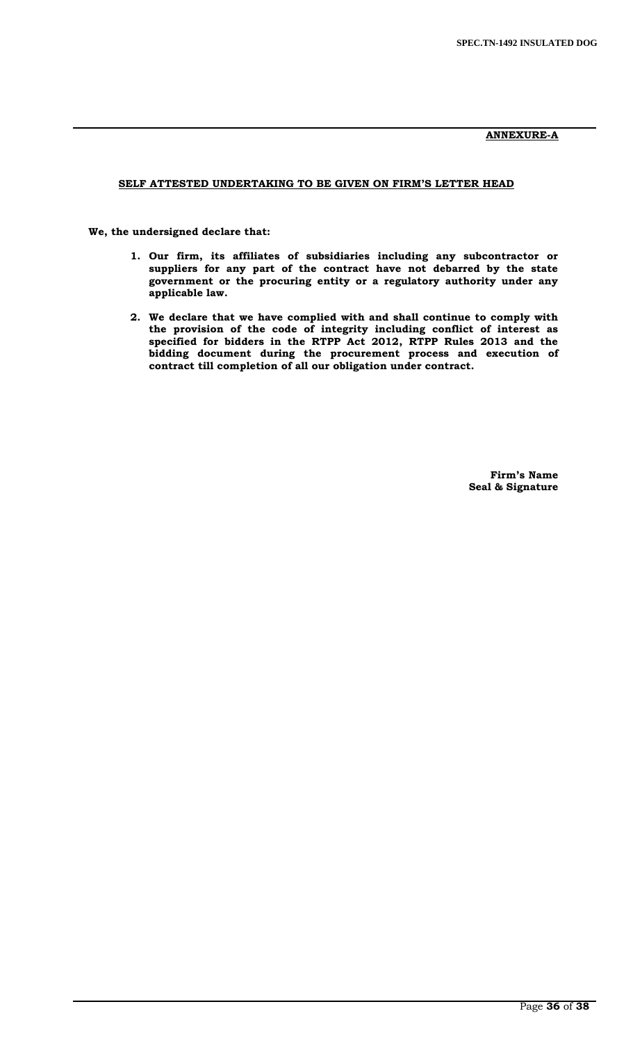**ANNEXURE-A**

**SELF ATTESTED UNDERTAKING TO BE GIVEN ON FIRM'S LETTER HEAD**

**We, the undersigned declare that:**

1. **Our firm, its affiliates of subsidiaries including any subcontractor or suppliers for any part of the contract have not debarred by the state government or the procuring entity or a regulatory authority under any applicable law.**

2. **We declare that we have complied with and shall continue to comply with the provision of the code of integrity including conflict of interest as specified for bidders in the RTPP Act 2012, RTPP Rules 2013 and the bidding document during the procurement process and execution of contract till completion of all our obligation under contract.**

**Firm's Name**
**Seal & Signature**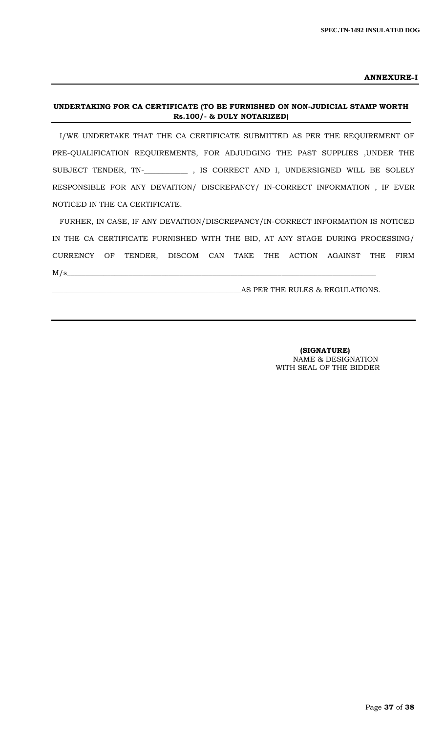**ANNEXURE-I**

---

**UNDERTAKING FOR CA CERTIFICATE (TO BE FURNISHED ON NON-JUDICIAL STAMP WORTH Rs.100/- & DULY NOTARIZED)**

I/WE UNDERTAKE THAT THE CA CERTIFICATE SUBMITTED AS PER THE REQUIREMENT OF PRE-QUALIFICATION REQUIREMENTS, FOR ADJUDGING THE PAST SUPPLIES ,UNDER THE SUBJECT TENDER, TN-___________ , IS CORRECT AND I, UNDERSIGNED WILL BE SOLELY RESPONSIBLE FOR ANY DEVAITION/ DISCREPANCY/ IN-CORRECT INFORMATION , IF EVER NOTICED IN THE CA CERTIFICATE.

FURHER, IN CASE, IF ANY DEVAITION/DISCREPANCY/IN-CORRECT INFORMATION IS NOTICED IN THE CA CERTIFICATE FURNISHED WITH THE BID, AT ANY STAGE DURING PROCESSING/ CURRENCY OF TENDER, DISCOM CAN TAKE THE ACTION AGAINST THE FIRM M/s_____________________________________________________________________________

__________________________________________________AS PER THE RULES & REGULATIONS.

---

**(SIGNATURE)**
NAME & DESIGNATION
WITH SEAL OF THE BIDDER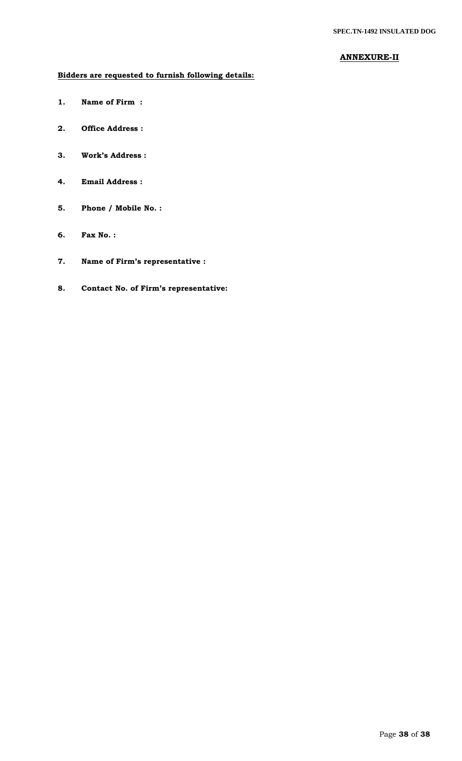## ANNEXURE-II

**Bidders are requested to furnish following details:**

1. **Name of Firm :**

2. **Office Address :**

3. **Work's Address :**

4. **Email Address :**

5. **Phone / Mobile No. :**

6. **Fax No. :**

7. **Name of Firm's representative :**

8. **Contact No. of Firm's representative:**